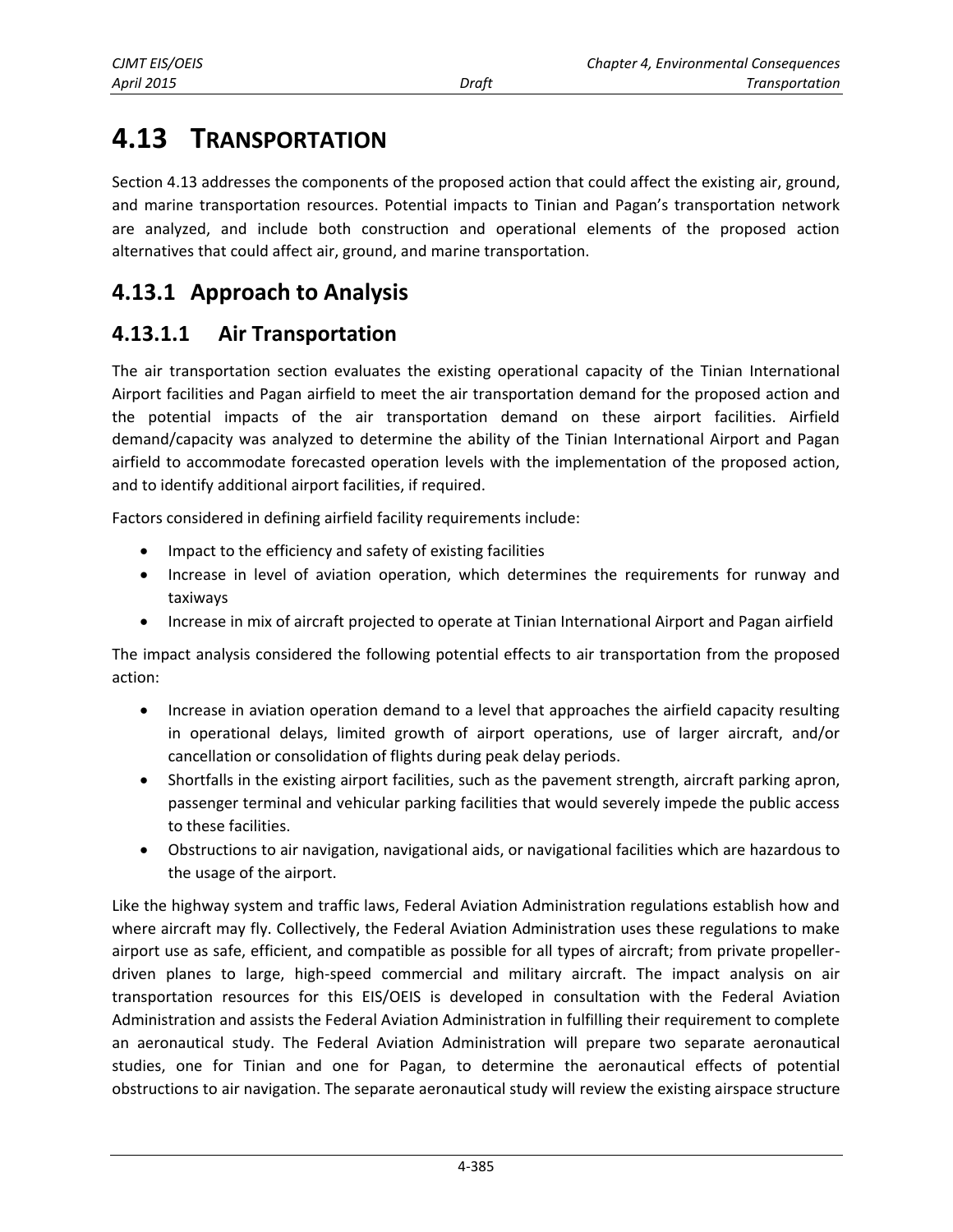# 4.13 TRANSPORTATION

Section 4.13 addresses the components of the proposed action that could affect the existing air, ground, and marine transportation resources. Potential impacts to Tinian and Pagan's transportation network are analyzed, and include both construction and operational elements of the proposed action alternatives that could affect air, ground, and marine transportation.

## 4.13.1 Approach to Analysis

### 4.13.1.1 Air Transportation

The air transportation section evaluates the existing operational capacity of the Tinian International Airport facilities and Pagan airfield to meet the air transportation demand for the proposed action and the potential impacts of the air transportation demand on these airport facilities. Airfield demand/capacity was analyzed to determine the ability of the Tinian International Airport and Pagan airfield to accommodate forecasted operation levels with the implementation of the proposed action, and to identify additional airport facilities, if required.

Factors considered in defining airfield facility requirements include:

- Impact to the efficiency and safety of existing facilities
- Increase in level of aviation operation, which determines the requirements for runway and taxiways
- Increase in mix of aircraft projected to operate at Tinian International Airport and Pagan airfield

The impact analysis considered the following potential effects to air transportation from the proposed action:

- Increase in aviation operation demand to a level that approaches the airfield capacity resulting in operational delays, limited growth of airport operations, use of larger aircraft, and/or cancellation or consolidation of flights during peak delay periods.
- Shortfalls in the existing airport facilities, such as the pavement strength, aircraft parking apron, passenger terminal and vehicular parking facilities that would severely impede the public access to these facilities.
- Obstructions to air navigation, navigational aids, or navigational facilities which are hazardous to the usage of the airport.

Like the highway system and traffic laws, Federal Aviation Administration regulations establish how and where aircraft may fly. Collectively, the Federal Aviation Administration uses these regulations to make airport use as safe, efficient, and compatible as possible for all types of aircraft; from private propeller-driven planes to large, high-speed commercial and military aircraft. The impact analysis on air transportation resources for this EIS/OEIS is developed in consultation with the Federal Aviation Administration and assists the Federal Aviation Administration in fulfilling their requirement to complete an aeronautical study. The Federal Aviation Administration will prepare two separate aeronautical studies, one for Tinian and one for Pagan, to determine the aeronautical effects of potential obstructions to air navigation. The separate aeronautical study will review the existing airspace structure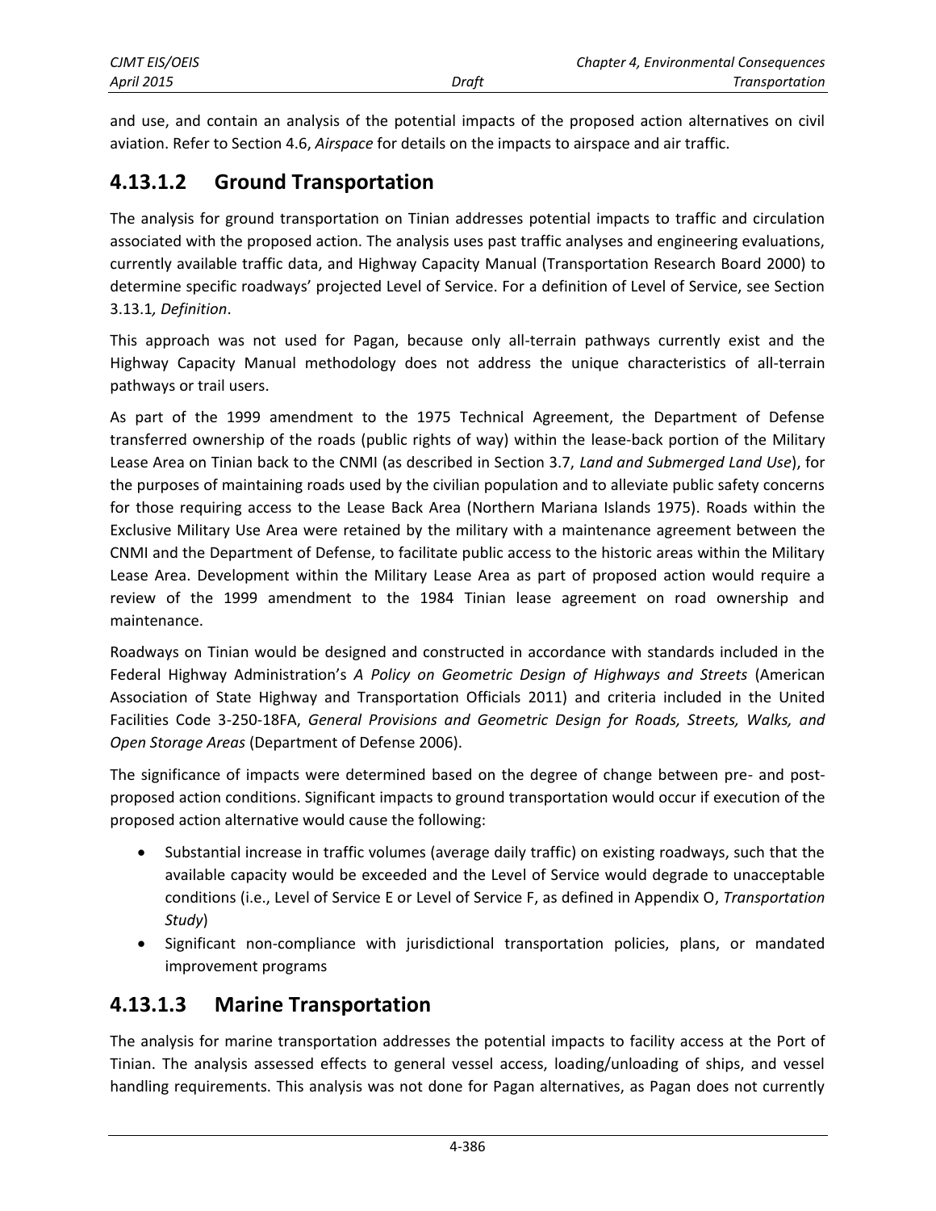and use, and contain an analysis of the potential impacts of the proposed action alternatives on civil aviation. Refer to Section 4.6, *Airspace* for details on the impacts to airspace and air traffic.

### 4.13.1.2 Ground Transportation

The analysis for ground transportation on Tinian addresses potential impacts to traffic and circulation associated with the proposed action. The analysis uses past traffic analyses and engineering evaluations, currently available traffic data, and Highway Capacity Manual (Transportation Research Board 2000) to determine specific roadways' projected Level of Service. For a definition of Level of Service, see Section 3.13.1*, Definition*.

This approach was not used for Pagan, because only all-terrain pathways currently exist and the Highway Capacity Manual methodology does not address the unique characteristics of all-terrain pathways or trail users.

As part of the 1999 amendment to the 1975 Technical Agreement, the Department of Defense transferred ownership of the roads (public rights of way) within the lease-back portion of the Military Lease Area on Tinian back to the CNMI (as described in Section 3.7, *Land and Submerged Land Use*), for the purposes of maintaining roads used by the civilian population and to alleviate public safety concerns for those requiring access to the Lease Back Area (Northern Mariana Islands 1975). Roads within the Exclusive Military Use Area were retained by the military with a maintenance agreement between the CNMI and the Department of Defense, to facilitate public access to the historic areas within the Military Lease Area. Development within the Military Lease Area as part of proposed action would require a review of the 1999 amendment to the 1984 Tinian lease agreement on road ownership and maintenance.

Roadways on Tinian would be designed and constructed in accordance with standards included in the Federal Highway Administration's *A Policy on Geometric Design of Highways and Streets* (American Association of State Highway and Transportation Officials 2011) and criteria included in the United Facilities Code 3-250-18FA, *General Provisions and Geometric Design for Roads, Streets, Walks, and Open Storage Areas* (Department of Defense 2006).

The significance of impacts were determined based on the degree of change between pre- and post-proposed action conditions. Significant impacts to ground transportation would occur if execution of the proposed action alternative would cause the following:

- Substantial increase in traffic volumes (average daily traffic) on existing roadways, such that the available capacity would be exceeded and the Level of Service would degrade to unacceptable conditions (i.e., Level of Service E or Level of Service F, as defined in Appendix O, *Transportation Study*)
- Significant non-compliance with jurisdictional transportation policies, plans, or mandated improvement programs

### 4.13.1.3 Marine Transportation

The analysis for marine transportation addresses the potential impacts to facility access at the Port of Tinian. The analysis assessed effects to general vessel access, loading/unloading of ships, and vessel handling requirements. This analysis was not done for Pagan alternatives, as Pagan does not currently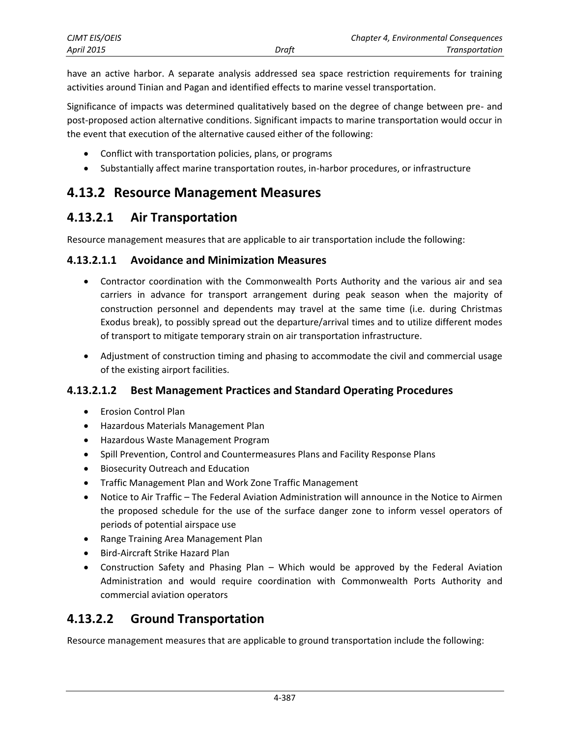have an active harbor. A separate analysis addressed sea space restriction requirements for training activities around Tinian and Pagan and identified effects to marine vessel transportation.

Significance of impacts was determined qualitatively based on the degree of change between pre- and post-proposed action alternative conditions. Significant impacts to marine transportation would occur in the event that execution of the alternative caused either of the following:

- Conflict with transportation policies, plans, or programs
- Substantially affect marine transportation routes, in-harbor procedures, or infrastructure

## 4.13.2 Resource Management Measures

### 4.13.2.1 Air Transportation

Resource management measures that are applicable to air transportation include the following:

#### 4.13.2.1.1 Avoidance and Minimization Measures

- Contractor coordination with the Commonwealth Ports Authority and the various air and sea carriers in advance for transport arrangement during peak season when the majority of construction personnel and dependents may travel at the same time (i.e. during Christmas Exodus break), to possibly spread out the departure/arrival times and to utilize different modes of transport to mitigate temporary strain on air transportation infrastructure.
- Adjustment of construction timing and phasing to accommodate the civil and commercial usage of the existing airport facilities.

#### 4.13.2.1.2 Best Management Practices and Standard Operating Procedures

- Erosion Control Plan
- Hazardous Materials Management Plan
- Hazardous Waste Management Program
- Spill Prevention, Control and Countermeasures Plans and Facility Response Plans
- Biosecurity Outreach and Education
- Traffic Management Plan and Work Zone Traffic Management
- Notice to Air Traffic – The Federal Aviation Administration will announce in the Notice to Airmen the proposed schedule for the use of the surface danger zone to inform vessel operators of periods of potential airspace use
- Range Training Area Management Plan
- Bird-Aircraft Strike Hazard Plan
- Construction Safety and Phasing Plan – Which would be approved by the Federal Aviation Administration and would require coordination with Commonwealth Ports Authority and commercial aviation operators

### 4.13.2.2 Ground Transportation

Resource management measures that are applicable to ground transportation include the following: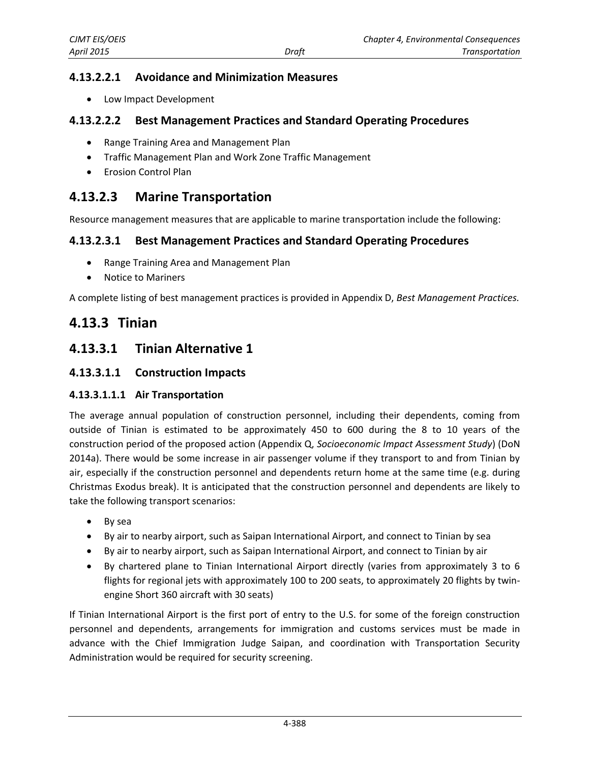#### 4.13.2.2.1 Avoidance and Minimization Measures

- Low Impact Development

#### 4.13.2.2.2 Best Management Practices and Standard Operating Procedures

- Range Training Area and Management Plan
- Traffic Management Plan and Work Zone Traffic Management
- Erosion Control Plan

### 4.13.2.3 Marine Transportation

Resource management measures that are applicable to marine transportation include the following:

#### 4.13.2.3.1 Best Management Practices and Standard Operating Procedures

- Range Training Area and Management Plan
- Notice to Mariners

A complete listing of best management practices is provided in Appendix D, *Best Management Practices.*

## 4.13.3 Tinian

### 4.13.3.1 Tinian Alternative 1

#### 4.13.3.1.1 Construction Impacts

##### 4.13.3.1.1.1 Air Transportation

The average annual population of construction personnel, including their dependents, coming from outside of Tinian is estimated to be approximately 450 to 600 during the 8 to 10 years of the construction period of the proposed action (Appendix Q, *Socioeconomic Impact Assessment Study*) (DoN 2014a). There would be some increase in air passenger volume if they transport to and from Tinian by air, especially if the construction personnel and dependents return home at the same time (e.g. during Christmas Exodus break). It is anticipated that the construction personnel and dependents are likely to take the following transport scenarios:

- By sea
- By air to nearby airport, such as Saipan International Airport, and connect to Tinian by sea
- By air to nearby airport, such as Saipan International Airport, and connect to Tinian by air
- By chartered plane to Tinian International Airport directly (varies from approximately 3 to 6 flights for regional jets with approximately 100 to 200 seats, to approximately 20 flights by twin-engine Short 360 aircraft with 30 seats)

If Tinian International Airport is the first port of entry to the U.S. for some of the foreign construction personnel and dependents, arrangements for immigration and customs services must be made in advance with the Chief Immigration Judge Saipan, and coordination with Transportation Security Administration would be required for security screening.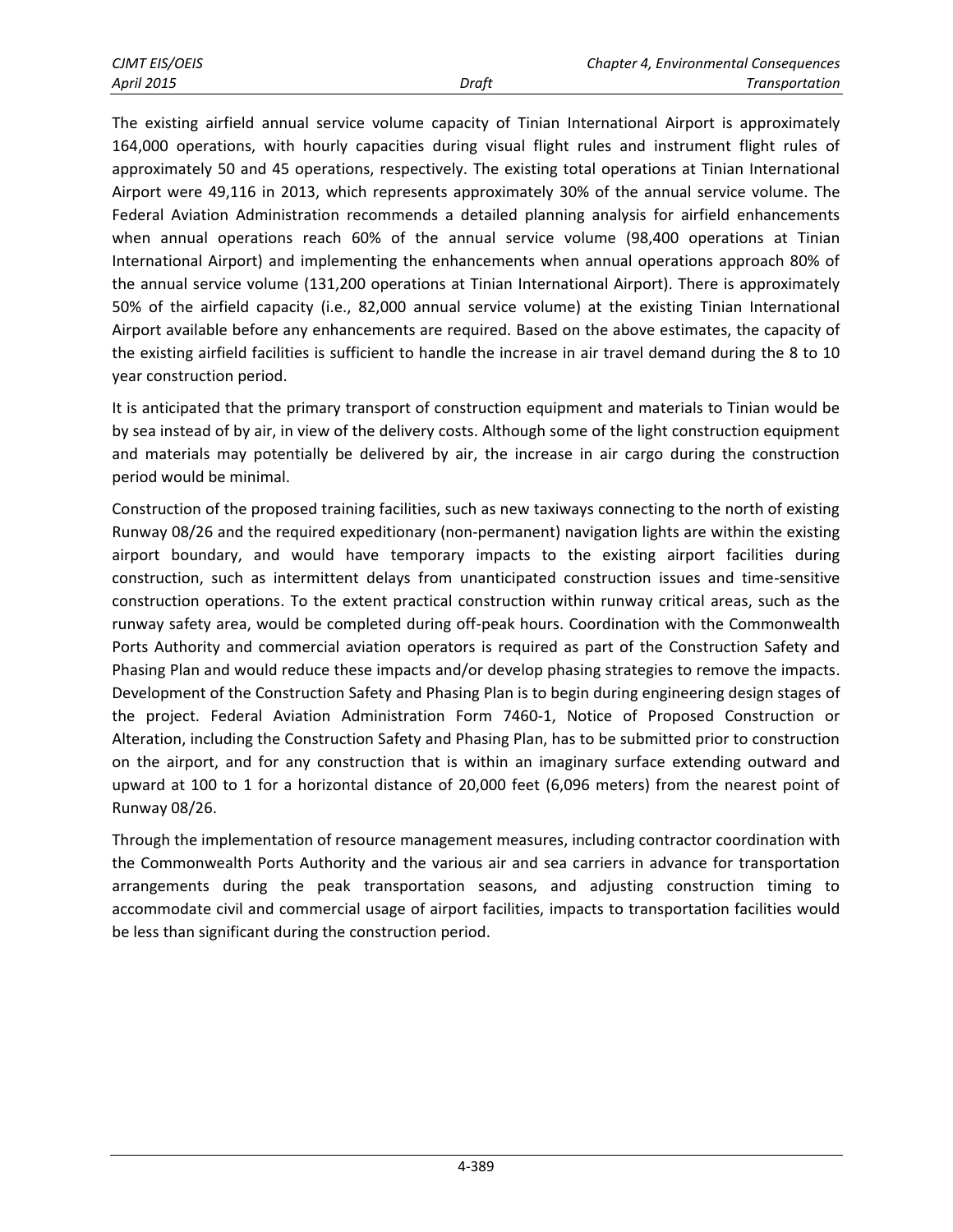The existing airfield annual service volume capacity of Tinian International Airport is approximately 164,000 operations, with hourly capacities during visual flight rules and instrument flight rules of approximately 50 and 45 operations, respectively. The existing total operations at Tinian International Airport were 49,116 in 2013, which represents approximately 30% of the annual service volume. The Federal Aviation Administration recommends a detailed planning analysis for airfield enhancements when annual operations reach 60% of the annual service volume (98,400 operations at Tinian International Airport) and implementing the enhancements when annual operations approach 80% of the annual service volume (131,200 operations at Tinian International Airport). There is approximately 50% of the airfield capacity (i.e., 82,000 annual service volume) at the existing Tinian International Airport available before any enhancements are required. Based on the above estimates, the capacity of the existing airfield facilities is sufficient to handle the increase in air travel demand during the 8 to 10 year construction period.

It is anticipated that the primary transport of construction equipment and materials to Tinian would be by sea instead of by air, in view of the delivery costs. Although some of the light construction equipment and materials may potentially be delivered by air, the increase in air cargo during the construction period would be minimal.

Construction of the proposed training facilities, such as new taxiways connecting to the north of existing Runway 08/26 and the required expeditionary (non-permanent) navigation lights are within the existing airport boundary, and would have temporary impacts to the existing airport facilities during construction, such as intermittent delays from unanticipated construction issues and time-sensitive construction operations. To the extent practical construction within runway critical areas, such as the runway safety area, would be completed during off-peak hours. Coordination with the Commonwealth Ports Authority and commercial aviation operators is required as part of the Construction Safety and Phasing Plan and would reduce these impacts and/or develop phasing strategies to remove the impacts. Development of the Construction Safety and Phasing Plan is to begin during engineering design stages of the project. Federal Aviation Administration Form 7460-1, Notice of Proposed Construction or Alteration, including the Construction Safety and Phasing Plan, has to be submitted prior to construction on the airport, and for any construction that is within an imaginary surface extending outward and upward at 100 to 1 for a horizontal distance of 20,000 feet (6,096 meters) from the nearest point of Runway 08/26.

Through the implementation of resource management measures, including contractor coordination with the Commonwealth Ports Authority and the various air and sea carriers in advance for transportation arrangements during the peak transportation seasons, and adjusting construction timing to accommodate civil and commercial usage of airport facilities, impacts to transportation facilities would be less than significant during the construction period.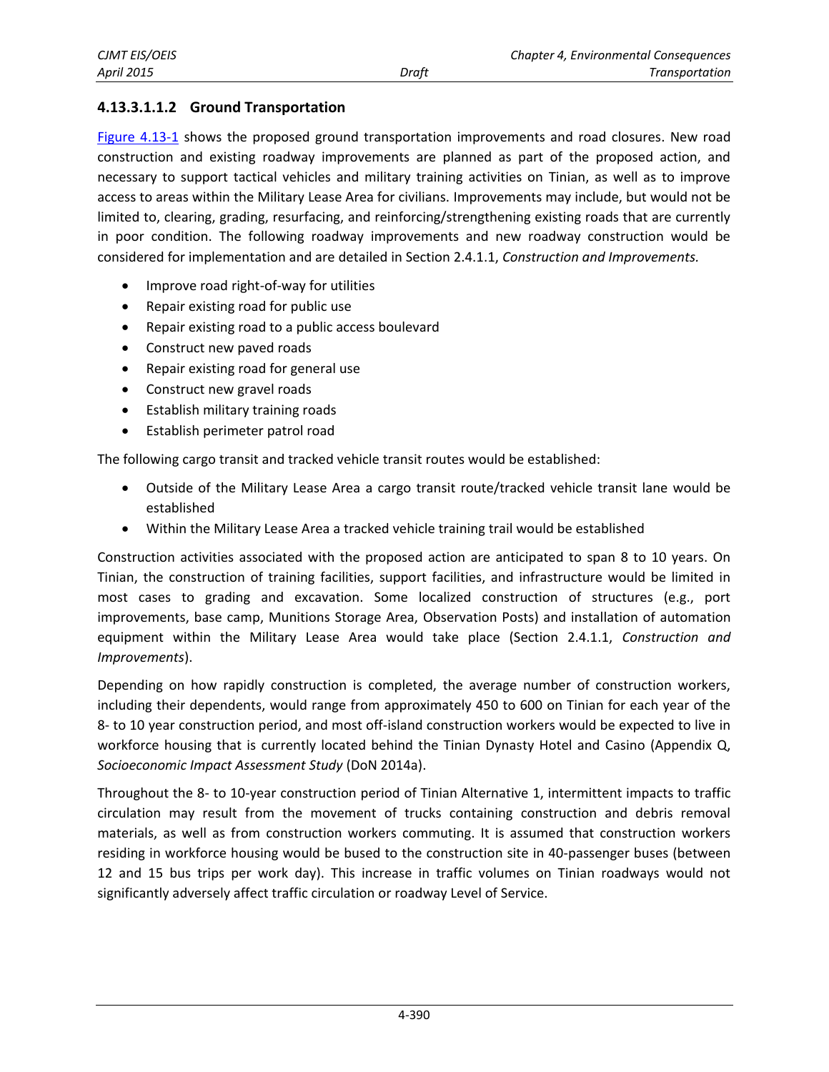#### 4.13.3.1.1.2 Ground Transportation

Figure 4.13-1 shows the proposed ground transportation improvements and road closures. New road construction and existing roadway improvements are planned as part of the proposed action, and necessary to support tactical vehicles and military training activities on Tinian, as well as to improve access to areas within the Military Lease Area for civilians. Improvements may include, but would not be limited to, clearing, grading, resurfacing, and reinforcing/strengthening existing roads that are currently in poor condition. The following roadway improvements and new roadway construction would be considered for implementation and are detailed in Section 2.4.1.1, *Construction and Improvements.*

- Improve road right-of-way for utilities
- Repair existing road for public use
- Repair existing road to a public access boulevard
- Construct new paved roads
- Repair existing road for general use
- Construct new gravel roads
- Establish military training roads
- Establish perimeter patrol road

The following cargo transit and tracked vehicle transit routes would be established:

- Outside of the Military Lease Area a cargo transit route/tracked vehicle transit lane would be established
- Within the Military Lease Area a tracked vehicle training trail would be established

Construction activities associated with the proposed action are anticipated to span 8 to 10 years. On Tinian, the construction of training facilities, support facilities, and infrastructure would be limited in most cases to grading and excavation. Some localized construction of structures (e.g., port improvements, base camp, Munitions Storage Area, Observation Posts) and installation of automation equipment within the Military Lease Area would take place (Section 2.4.1.1, *Construction and Improvements*).

Depending on how rapidly construction is completed, the average number of construction workers, including their dependents, would range from approximately 450 to 600 on Tinian for each year of the 8- to 10 year construction period, and most off-island construction workers would be expected to live in workforce housing that is currently located behind the Tinian Dynasty Hotel and Casino (Appendix Q, *Socioeconomic Impact Assessment Study* (DoN 2014a).

Throughout the 8- to 10-year construction period of Tinian Alternative 1, intermittent impacts to traffic circulation may result from the movement of trucks containing construction and debris removal materials, as well as from construction workers commuting. It is assumed that construction workers residing in workforce housing would be bused to the construction site in 40-passenger buses (between 12 and 15 bus trips per work day). This increase in traffic volumes on Tinian roadways would not significantly adversely affect traffic circulation or roadway Level of Service.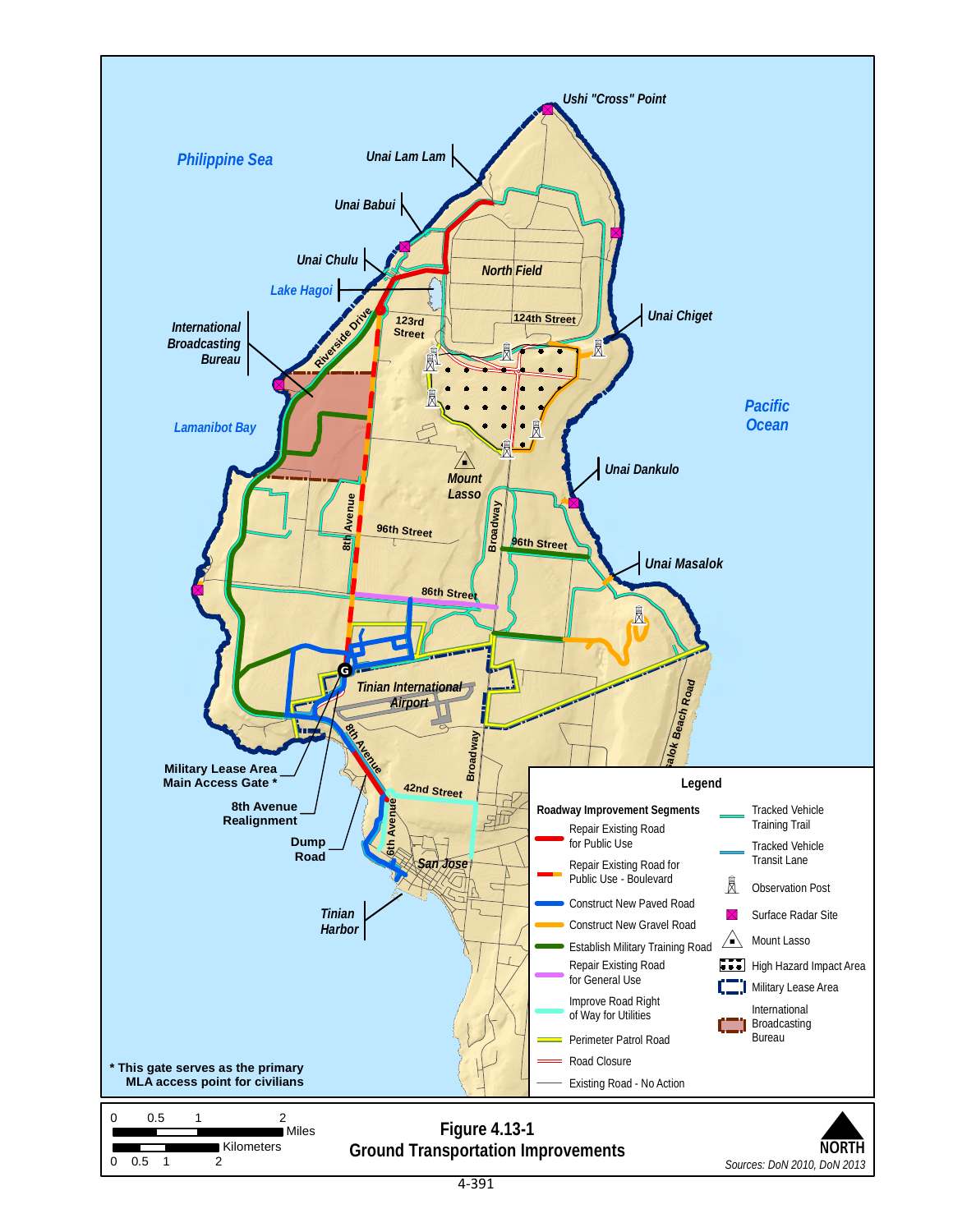**Figure 4.13-1**
**Ground Transportation Improvements**

Sources: DoN 2010, DoN 2013

* This gate serves as the primary MLA access point for civilians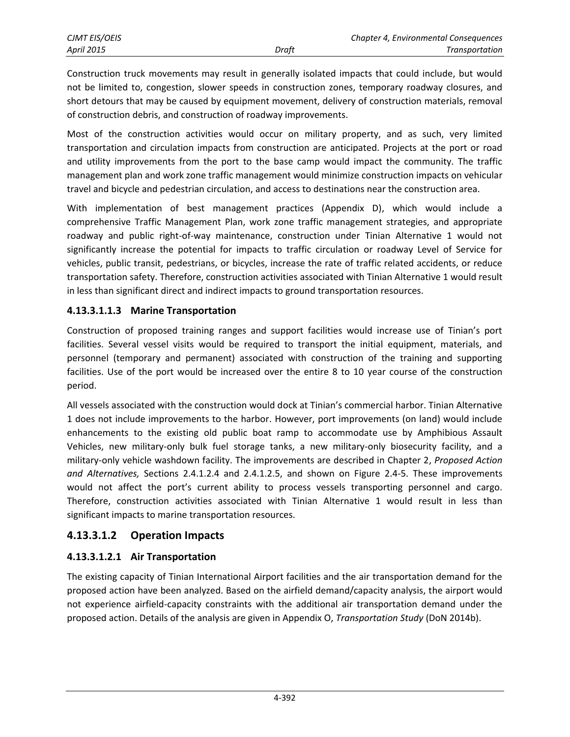Construction truck movements may result in generally isolated impacts that could include, but would not be limited to, congestion, slower speeds in construction zones, temporary roadway closures, and short detours that may be caused by equipment movement, delivery of construction materials, removal of construction debris, and construction of roadway improvements.

Most of the construction activities would occur on military property, and as such, very limited transportation and circulation impacts from construction are anticipated. Projects at the port or road and utility improvements from the port to the base camp would impact the community. The traffic management plan and work zone traffic management would minimize construction impacts on vehicular travel and bicycle and pedestrian circulation, and access to destinations near the construction area.

With implementation of best management practices (Appendix D), which would include a comprehensive Traffic Management Plan, work zone traffic management strategies, and appropriate roadway and public right-of-way maintenance, construction under Tinian Alternative 1 would not significantly increase the potential for impacts to traffic circulation or roadway Level of Service for vehicles, public transit, pedestrians, or bicycles, increase the rate of traffic related accidents, or reduce transportation safety. Therefore, construction activities associated with Tinian Alternative 1 would result in less than significant direct and indirect impacts to ground transportation resources.

#### 4.13.3.1.1.3 Marine Transportation

Construction of proposed training ranges and support facilities would increase use of Tinian's port facilities. Several vessel visits would be required to transport the initial equipment, materials, and personnel (temporary and permanent) associated with construction of the training and supporting facilities. Use of the port would be increased over the entire 8 to 10 year course of the construction period.

All vessels associated with the construction would dock at Tinian's commercial harbor. Tinian Alternative 1 does not include improvements to the harbor. However, port improvements (on land) would include enhancements to the existing old public boat ramp to accommodate use by Amphibious Assault Vehicles, new military-only bulk fuel storage tanks, a new military-only biosecurity facility, and a military-only vehicle washdown facility. The improvements are described in Chapter 2, *Proposed Action and Alternatives,* Sections 2.4.1.2.4 and 2.4.1.2.5, and shown on Figure 2.4-5. These improvements would not affect the port's current ability to process vessels transporting personnel and cargo. Therefore, construction activities associated with Tinian Alternative 1 would result in less than significant impacts to marine transportation resources.

### 4.13.3.1.2 Operation Impacts

#### 4.13.3.1.2.1 Air Transportation

The existing capacity of Tinian International Airport facilities and the air transportation demand for the proposed action have been analyzed. Based on the airfield demand/capacity analysis, the airport would not experience airfield-capacity constraints with the additional air transportation demand under the proposed action. Details of the analysis are given in Appendix O, *Transportation Study* (DoN 2014b).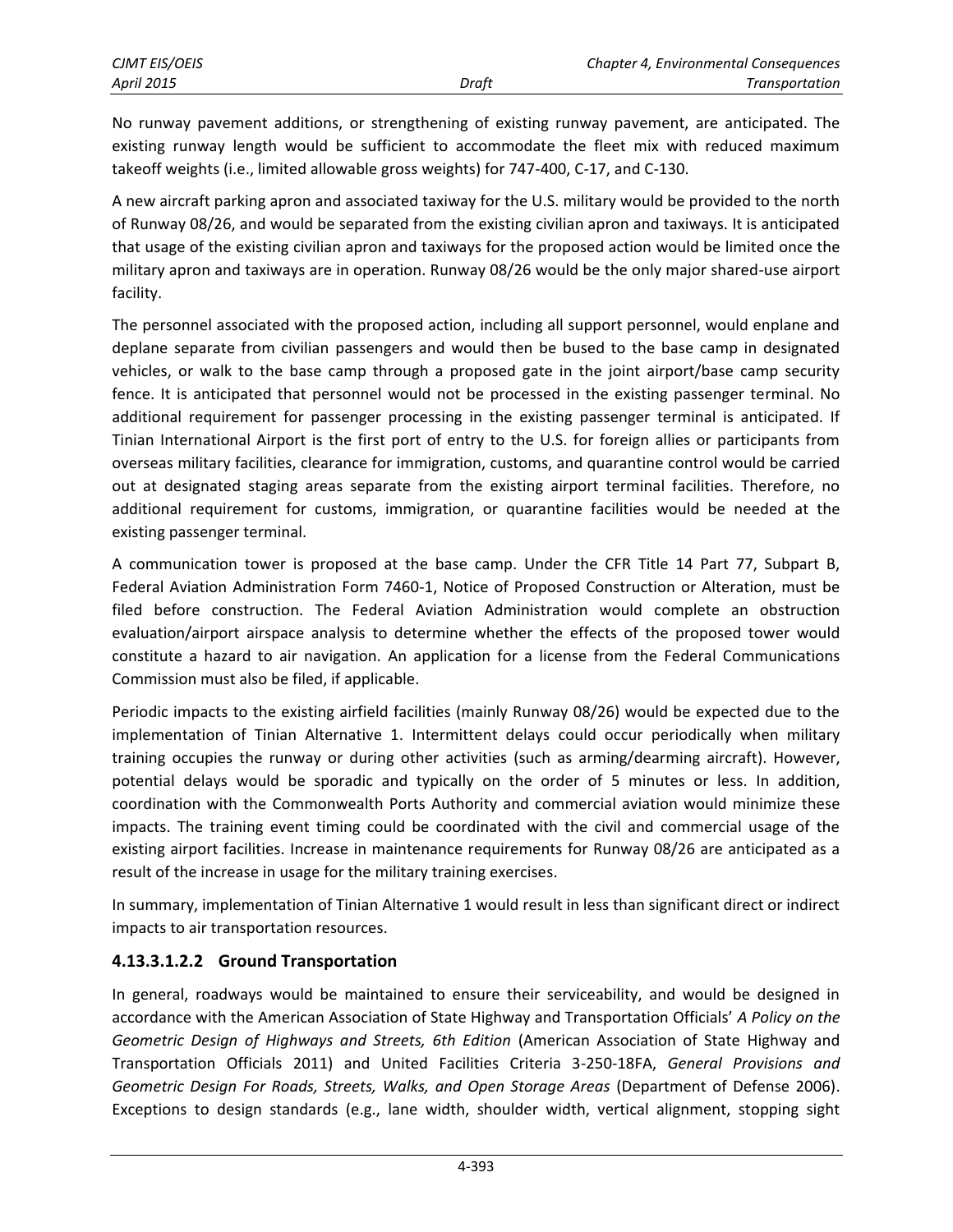No runway pavement additions, or strengthening of existing runway pavement, are anticipated. The existing runway length would be sufficient to accommodate the fleet mix with reduced maximum takeoff weights (i.e., limited allowable gross weights) for 747-400, C-17, and C-130.

A new aircraft parking apron and associated taxiway for the U.S. military would be provided to the north of Runway 08/26, and would be separated from the existing civilian apron and taxiways. It is anticipated that usage of the existing civilian apron and taxiways for the proposed action would be limited once the military apron and taxiways are in operation. Runway 08/26 would be the only major shared-use airport facility.

The personnel associated with the proposed action, including all support personnel, would enplane and deplane separate from civilian passengers and would then be bused to the base camp in designated vehicles, or walk to the base camp through a proposed gate in the joint airport/base camp security fence. It is anticipated that personnel would not be processed in the existing passenger terminal. No additional requirement for passenger processing in the existing passenger terminal is anticipated. If Tinian International Airport is the first port of entry to the U.S. for foreign allies or participants from overseas military facilities, clearance for immigration, customs, and quarantine control would be carried out at designated staging areas separate from the existing airport terminal facilities. Therefore, no additional requirement for customs, immigration, or quarantine facilities would be needed at the existing passenger terminal.

A communication tower is proposed at the base camp. Under the CFR Title 14 Part 77, Subpart B, Federal Aviation Administration Form 7460-1, Notice of Proposed Construction or Alteration, must be filed before construction. The Federal Aviation Administration would complete an obstruction evaluation/airport airspace analysis to determine whether the effects of the proposed tower would constitute a hazard to air navigation. An application for a license from the Federal Communications Commission must also be filed, if applicable.

Periodic impacts to the existing airfield facilities (mainly Runway 08/26) would be expected due to the implementation of Tinian Alternative 1. Intermittent delays could occur periodically when military training occupies the runway or during other activities (such as arming/dearming aircraft). However, potential delays would be sporadic and typically on the order of 5 minutes or less. In addition, coordination with the Commonwealth Ports Authority and commercial aviation would minimize these impacts. The training event timing could be coordinated with the civil and commercial usage of the existing airport facilities. Increase in maintenance requirements for Runway 08/26 are anticipated as a result of the increase in usage for the military training exercises.

In summary, implementation of Tinian Alternative 1 would result in less than significant direct or indirect impacts to air transportation resources.

#### 4.13.3.1.2.2 Ground Transportation

In general, roadways would be maintained to ensure their serviceability, and would be designed in accordance with the American Association of State Highway and Transportation Officials' *A Policy on the Geometric Design of Highways and Streets, 6th Edition* (American Association of State Highway and Transportation Officials 2011) and United Facilities Criteria 3-250-18FA, *General Provisions and Geometric Design For Roads, Streets, Walks, and Open Storage Areas* (Department of Defense 2006). Exceptions to design standards (e.g., lane width, shoulder width, vertical alignment, stopping sight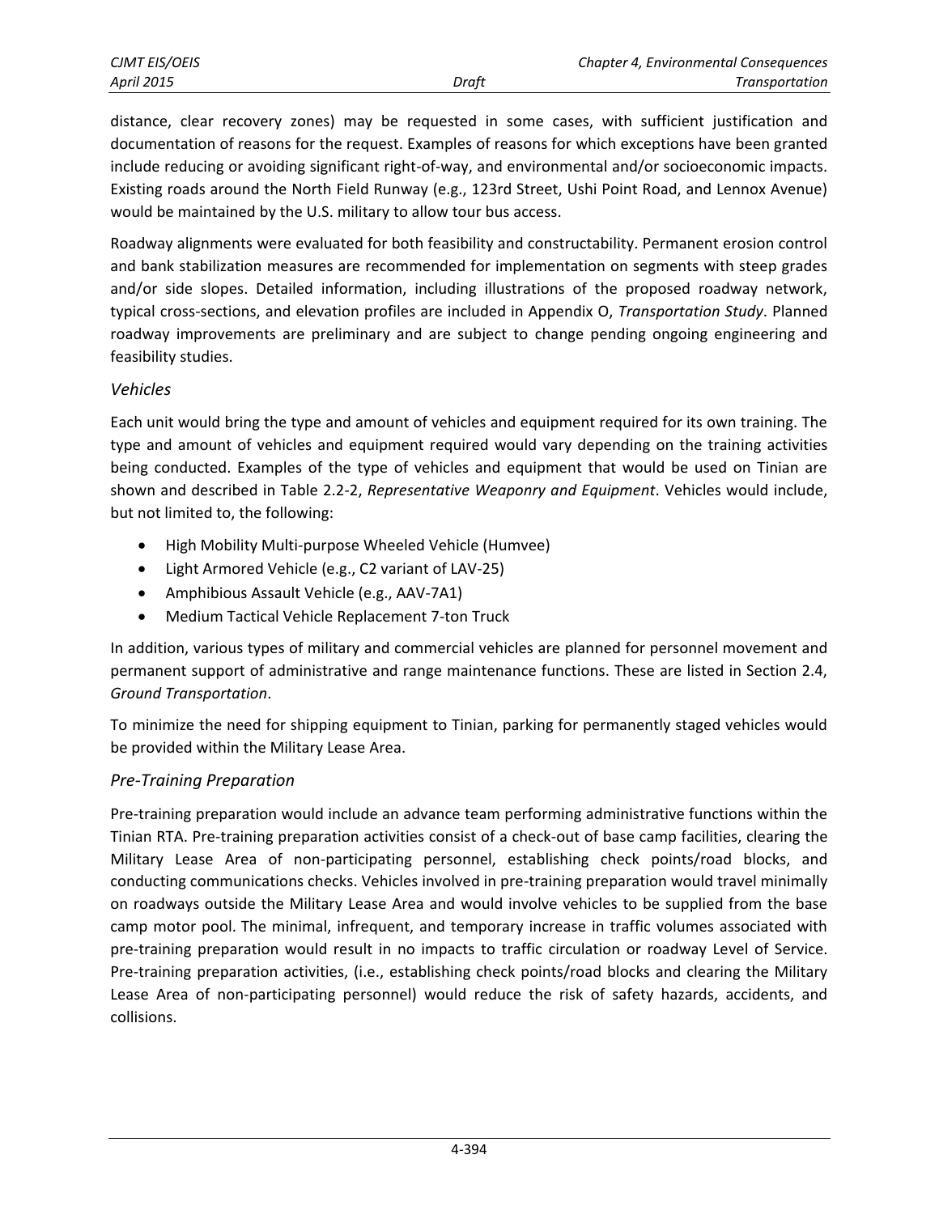distance, clear recovery zones) may be requested in some cases, with sufficient justification and documentation of reasons for the request. Examples of reasons for which exceptions have been granted include reducing or avoiding significant right-of-way, and environmental and/or socioeconomic impacts. Existing roads around the North Field Runway (e.g., 123rd Street, Ushi Point Road, and Lennox Avenue) would be maintained by the U.S. military to allow tour bus access.

Roadway alignments were evaluated for both feasibility and constructability. Permanent erosion control and bank stabilization measures are recommended for implementation on segments with steep grades and/or side slopes. Detailed information, including illustrations of the proposed roadway network, typical cross-sections, and elevation profiles are included in Appendix O, *Transportation Study*. Planned roadway improvements are preliminary and are subject to change pending ongoing engineering and feasibility studies.

### *Vehicles*

Each unit would bring the type and amount of vehicles and equipment required for its own training. The type and amount of vehicles and equipment required would vary depending on the training activities being conducted. Examples of the type of vehicles and equipment that would be used on Tinian are shown and described in Table 2.2-2, *Representative Weaponry and Equipment*. Vehicles would include, but not limited to, the following:

- High Mobility Multi-purpose Wheeled Vehicle (Humvee)
- Light Armored Vehicle (e.g., C2 variant of LAV-25)
- Amphibious Assault Vehicle (e.g., AAV-7A1)
- Medium Tactical Vehicle Replacement 7-ton Truck

In addition, various types of military and commercial vehicles are planned for personnel movement and permanent support of administrative and range maintenance functions. These are listed in Section 2.4, *Ground Transportation*.

To minimize the need for shipping equipment to Tinian, parking for permanently staged vehicles would be provided within the Military Lease Area.

### *Pre-Training Preparation*

Pre-training preparation would include an advance team performing administrative functions within the Tinian RTA. Pre-training preparation activities consist of a check-out of base camp facilities, clearing the Military Lease Area of non-participating personnel, establishing check points/road blocks, and conducting communications checks. Vehicles involved in pre-training preparation would travel minimally on roadways outside the Military Lease Area and would involve vehicles to be supplied from the base camp motor pool. The minimal, infrequent, and temporary increase in traffic volumes associated with pre-training preparation would result in no impacts to traffic circulation or roadway Level of Service. Pre-training preparation activities, (i.e., establishing check points/road blocks and clearing the Military Lease Area of non-participating personnel) would reduce the risk of safety hazards, accidents, and collisions.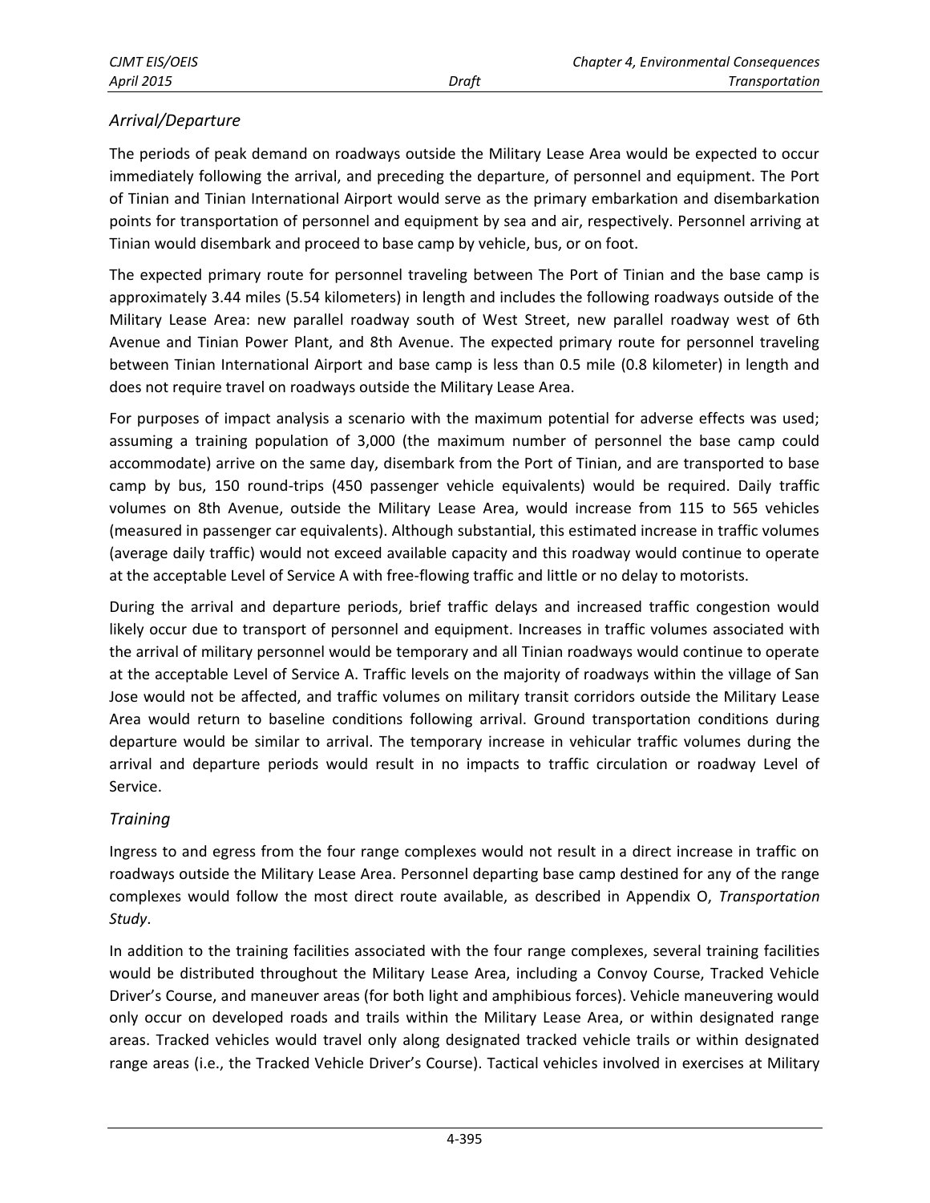### *Arrival/Departure*

The periods of peak demand on roadways outside the Military Lease Area would be expected to occur immediately following the arrival, and preceding the departure, of personnel and equipment. The Port of Tinian and Tinian International Airport would serve as the primary embarkation and disembarkation points for transportation of personnel and equipment by sea and air, respectively. Personnel arriving at Tinian would disembark and proceed to base camp by vehicle, bus, or on foot.

The expected primary route for personnel traveling between The Port of Tinian and the base camp is approximately 3.44 miles (5.54 kilometers) in length and includes the following roadways outside of the Military Lease Area: new parallel roadway south of West Street, new parallel roadway west of 6th Avenue and Tinian Power Plant, and 8th Avenue. The expected primary route for personnel traveling between Tinian International Airport and base camp is less than 0.5 mile (0.8 kilometer) in length and does not require travel on roadways outside the Military Lease Area.

For purposes of impact analysis a scenario with the maximum potential for adverse effects was used; assuming a training population of 3,000 (the maximum number of personnel the base camp could accommodate) arrive on the same day, disembark from the Port of Tinian, and are transported to base camp by bus, 150 round-trips (450 passenger vehicle equivalents) would be required. Daily traffic volumes on 8th Avenue, outside the Military Lease Area, would increase from 115 to 565 vehicles (measured in passenger car equivalents). Although substantial, this estimated increase in traffic volumes (average daily traffic) would not exceed available capacity and this roadway would continue to operate at the acceptable Level of Service A with free-flowing traffic and little or no delay to motorists.

During the arrival and departure periods, brief traffic delays and increased traffic congestion would likely occur due to transport of personnel and equipment. Increases in traffic volumes associated with the arrival of military personnel would be temporary and all Tinian roadways would continue to operate at the acceptable Level of Service A. Traffic levels on the majority of roadways within the village of San Jose would not be affected, and traffic volumes on military transit corridors outside the Military Lease Area would return to baseline conditions following arrival. Ground transportation conditions during departure would be similar to arrival. The temporary increase in vehicular traffic volumes during the arrival and departure periods would result in no impacts to traffic circulation or roadway Level of Service.

### *Training*

Ingress to and egress from the four range complexes would not result in a direct increase in traffic on roadways outside the Military Lease Area. Personnel departing base camp destined for any of the range complexes would follow the most direct route available, as described in Appendix O, *Transportation Study*.

In addition to the training facilities associated with the four range complexes, several training facilities would be distributed throughout the Military Lease Area, including a Convoy Course, Tracked Vehicle Driver's Course, and maneuver areas (for both light and amphibious forces). Vehicle maneuvering would only occur on developed roads and trails within the Military Lease Area, or within designated range areas. Tracked vehicles would travel only along designated tracked vehicle trails or within designated range areas (i.e., the Tracked Vehicle Driver's Course). Tactical vehicles involved in exercises at Military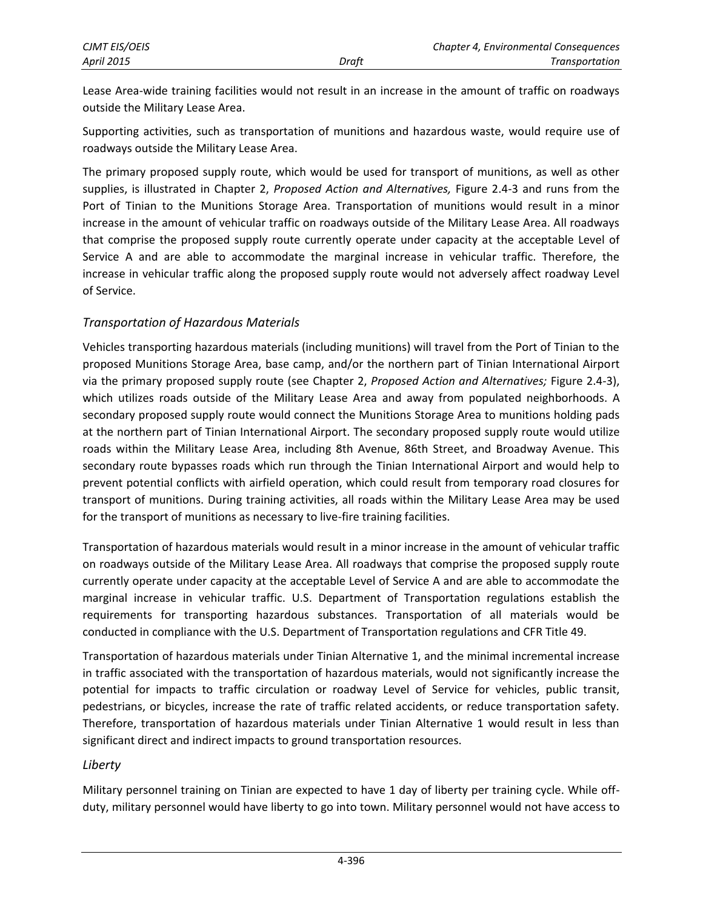Lease Area-wide training facilities would not result in an increase in the amount of traffic on roadways outside the Military Lease Area.

Supporting activities, such as transportation of munitions and hazardous waste, would require use of roadways outside the Military Lease Area.

The primary proposed supply route, which would be used for transport of munitions, as well as other supplies, is illustrated in Chapter 2, *Proposed Action and Alternatives,* Figure 2.4-3 and runs from the Port of Tinian to the Munitions Storage Area. Transportation of munitions would result in a minor increase in the amount of vehicular traffic on roadways outside of the Military Lease Area. All roadways that comprise the proposed supply route currently operate under capacity at the acceptable Level of Service A and are able to accommodate the marginal increase in vehicular traffic. Therefore, the increase in vehicular traffic along the proposed supply route would not adversely affect roadway Level of Service.

*Transportation of Hazardous Materials*

Vehicles transporting hazardous materials (including munitions) will travel from the Port of Tinian to the proposed Munitions Storage Area, base camp, and/or the northern part of Tinian International Airport via the primary proposed supply route (see Chapter 2, *Proposed Action and Alternatives;* Figure 2.4-3), which utilizes roads outside of the Military Lease Area and away from populated neighborhoods. A secondary proposed supply route would connect the Munitions Storage Area to munitions holding pads at the northern part of Tinian International Airport. The secondary proposed supply route would utilize roads within the Military Lease Area, including 8th Avenue, 86th Street, and Broadway Avenue. This secondary route bypasses roads which run through the Tinian International Airport and would help to prevent potential conflicts with airfield operation, which could result from temporary road closures for transport of munitions. During training activities, all roads within the Military Lease Area may be used for the transport of munitions as necessary to live-fire training facilities.

Transportation of hazardous materials would result in a minor increase in the amount of vehicular traffic on roadways outside of the Military Lease Area. All roadways that comprise the proposed supply route currently operate under capacity at the acceptable Level of Service A and are able to accommodate the marginal increase in vehicular traffic. U.S. Department of Transportation regulations establish the requirements for transporting hazardous substances. Transportation of all materials would be conducted in compliance with the U.S. Department of Transportation regulations and CFR Title 49.

Transportation of hazardous materials under Tinian Alternative 1, and the minimal incremental increase in traffic associated with the transportation of hazardous materials, would not significantly increase the potential for impacts to traffic circulation or roadway Level of Service for vehicles, public transit, pedestrians, or bicycles, increase the rate of traffic related accidents, or reduce transportation safety. Therefore, transportation of hazardous materials under Tinian Alternative 1 would result in less than significant direct and indirect impacts to ground transportation resources.

*Liberty*

Military personnel training on Tinian are expected to have 1 day of liberty per training cycle. While off-duty, military personnel would have liberty to go into town. Military personnel would not have access to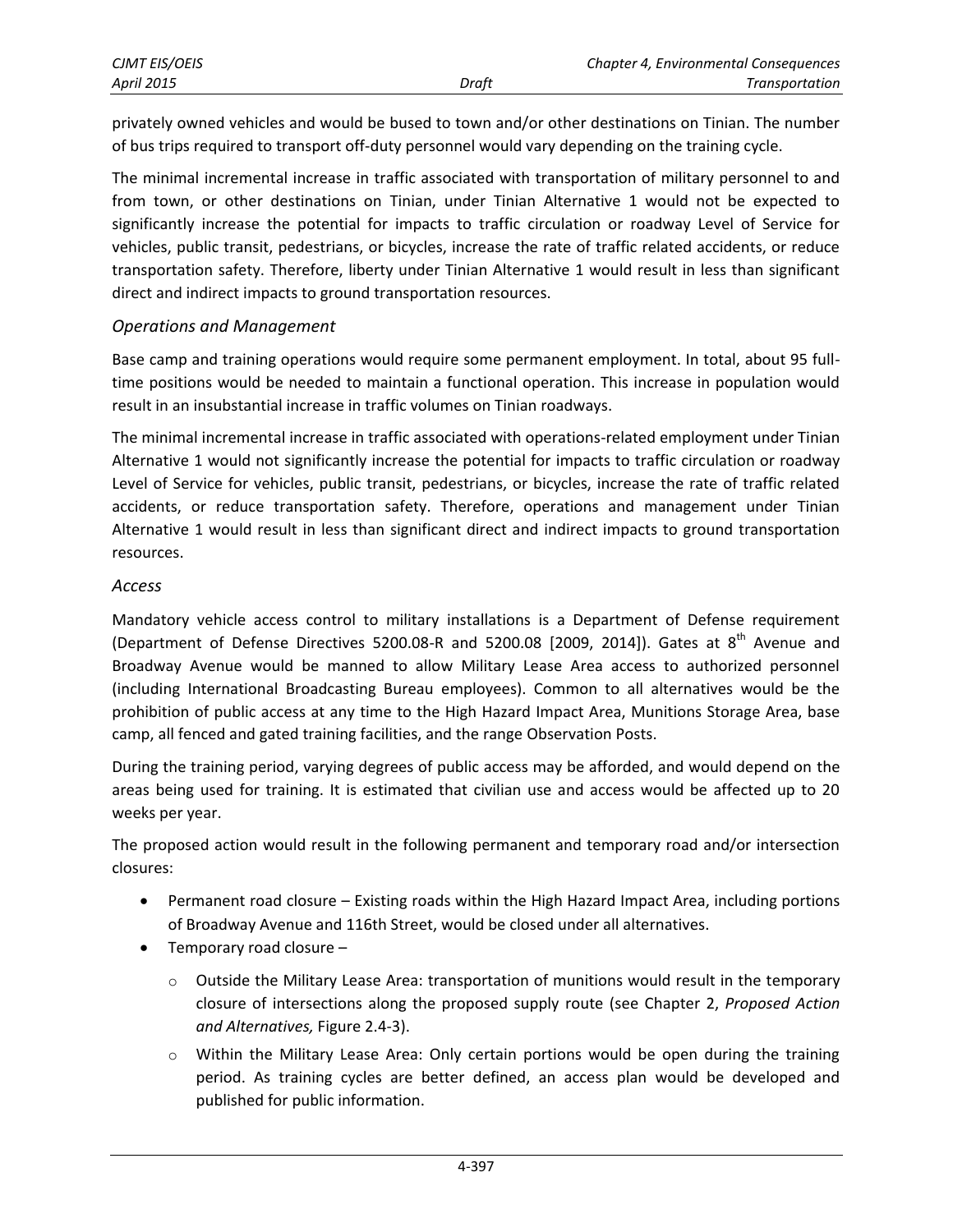privately owned vehicles and would be bused to town and/or other destinations on Tinian. The number of bus trips required to transport off-duty personnel would vary depending on the training cycle.

The minimal incremental increase in traffic associated with transportation of military personnel to and from town, or other destinations on Tinian, under Tinian Alternative 1 would not be expected to significantly increase the potential for impacts to traffic circulation or roadway Level of Service for vehicles, public transit, pedestrians, or bicycles, increase the rate of traffic related accidents, or reduce transportation safety. Therefore, liberty under Tinian Alternative 1 would result in less than significant direct and indirect impacts to ground transportation resources.

### *Operations and Management*

Base camp and training operations would require some permanent employment. In total, about 95 full-time positions would be needed to maintain a functional operation. This increase in population would result in an insubstantial increase in traffic volumes on Tinian roadways.

The minimal incremental increase in traffic associated with operations-related employment under Tinian Alternative 1 would not significantly increase the potential for impacts to traffic circulation or roadway Level of Service for vehicles, public transit, pedestrians, or bicycles, increase the rate of traffic related accidents, or reduce transportation safety. Therefore, operations and management under Tinian Alternative 1 would result in less than significant direct and indirect impacts to ground transportation resources.

### *Access*

Mandatory vehicle access control to military installations is a Department of Defense requirement (Department of Defense Directives 5200.08-R and 5200.08 [2009, 2014]). Gates at 8th Avenue and Broadway Avenue would be manned to allow Military Lease Area access to authorized personnel (including International Broadcasting Bureau employees). Common to all alternatives would be the prohibition of public access at any time to the High Hazard Impact Area, Munitions Storage Area, base camp, all fenced and gated training facilities, and the range Observation Posts.

During the training period, varying degrees of public access may be afforded, and would depend on the areas being used for training. It is estimated that civilian use and access would be affected up to 20 weeks per year.

The proposed action would result in the following permanent and temporary road and/or intersection closures:

- Permanent road closure – Existing roads within the High Hazard Impact Area, including portions of Broadway Avenue and 116th Street, would be closed under all alternatives.
- Temporary road closure –
  - Outside the Military Lease Area: transportation of munitions would result in the temporary closure of intersections along the proposed supply route (see Chapter 2, *Proposed Action and Alternatives,* Figure 2.4-3).
  - Within the Military Lease Area: Only certain portions would be open during the training period. As training cycles are better defined, an access plan would be developed and published for public information.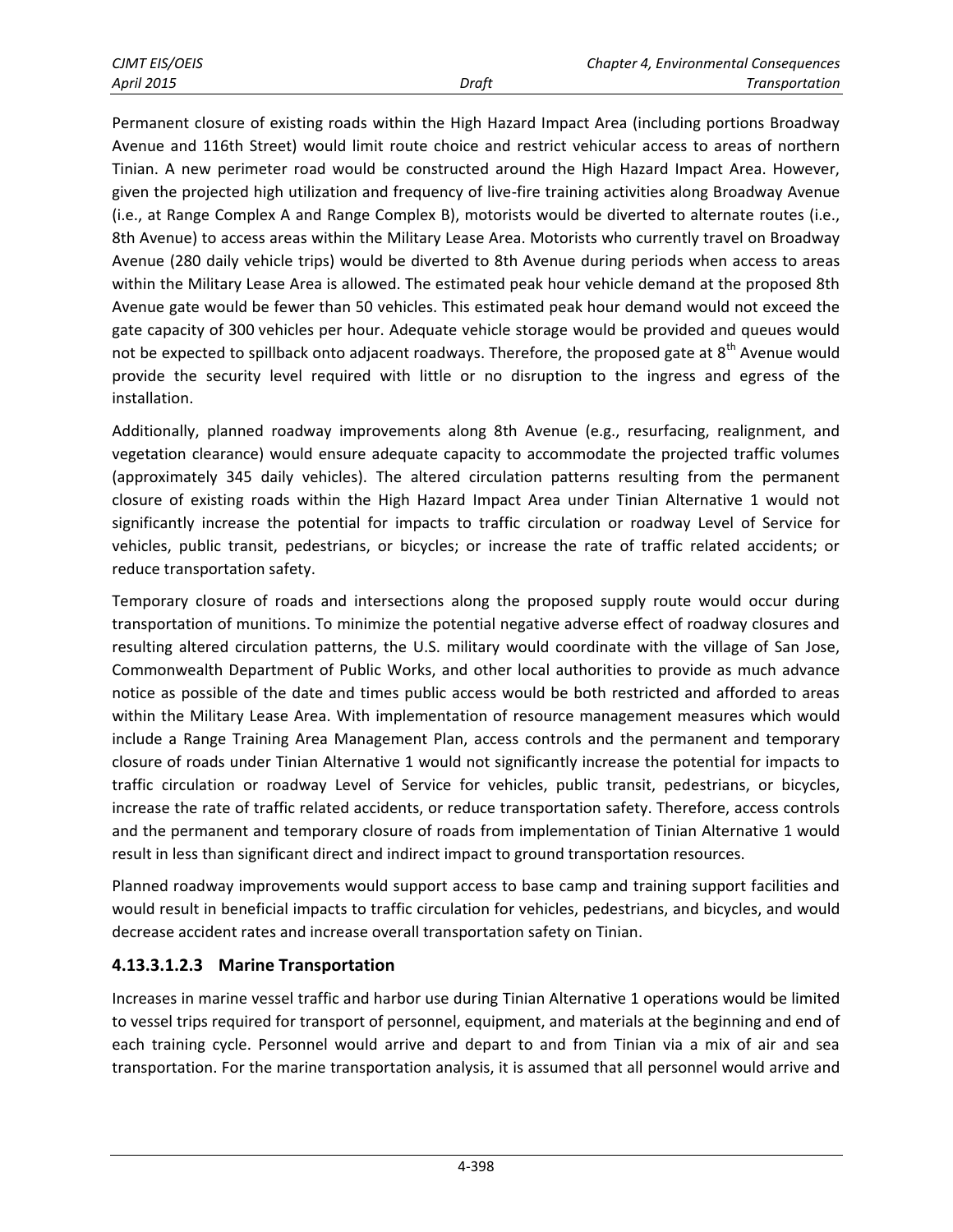Permanent closure of existing roads within the High Hazard Impact Area (including portions Broadway Avenue and 116th Street) would limit route choice and restrict vehicular access to areas of northern Tinian. A new perimeter road would be constructed around the High Hazard Impact Area. However, given the projected high utilization and frequency of live-fire training activities along Broadway Avenue (i.e., at Range Complex A and Range Complex B), motorists would be diverted to alternate routes (i.e., 8th Avenue) to access areas within the Military Lease Area. Motorists who currently travel on Broadway Avenue (280 daily vehicle trips) would be diverted to 8th Avenue during periods when access to areas within the Military Lease Area is allowed. The estimated peak hour vehicle demand at the proposed 8th Avenue gate would be fewer than 50 vehicles. This estimated peak hour demand would not exceed the gate capacity of 300 vehicles per hour. Adequate vehicle storage would be provided and queues would not be expected to spillback onto adjacent roadways. Therefore, the proposed gate at 8th Avenue would provide the security level required with little or no disruption to the ingress and egress of the installation.

Additionally, planned roadway improvements along 8th Avenue (e.g., resurfacing, realignment, and vegetation clearance) would ensure adequate capacity to accommodate the projected traffic volumes (approximately 345 daily vehicles). The altered circulation patterns resulting from the permanent closure of existing roads within the High Hazard Impact Area under Tinian Alternative 1 would not significantly increase the potential for impacts to traffic circulation or roadway Level of Service for vehicles, public transit, pedestrians, or bicycles; or increase the rate of traffic related accidents; or reduce transportation safety.

Temporary closure of roads and intersections along the proposed supply route would occur during transportation of munitions. To minimize the potential negative adverse effect of roadway closures and resulting altered circulation patterns, the U.S. military would coordinate with the village of San Jose, Commonwealth Department of Public Works, and other local authorities to provide as much advance notice as possible of the date and times public access would be both restricted and afforded to areas within the Military Lease Area. With implementation of resource management measures which would include a Range Training Area Management Plan, access controls and the permanent and temporary closure of roads under Tinian Alternative 1 would not significantly increase the potential for impacts to traffic circulation or roadway Level of Service for vehicles, public transit, pedestrians, or bicycles, increase the rate of traffic related accidents, or reduce transportation safety. Therefore, access controls and the permanent and temporary closure of roads from implementation of Tinian Alternative 1 would result in less than significant direct and indirect impact to ground transportation resources.

Planned roadway improvements would support access to base camp and training support facilities and would result in beneficial impacts to traffic circulation for vehicles, pedestrians, and bicycles, and would decrease accident rates and increase overall transportation safety on Tinian.

#### 4.13.3.1.2.3 Marine Transportation

Increases in marine vessel traffic and harbor use during Tinian Alternative 1 operations would be limited to vessel trips required for transport of personnel, equipment, and materials at the beginning and end of each training cycle. Personnel would arrive and depart to and from Tinian via a mix of air and sea transportation. For the marine transportation analysis, it is assumed that all personnel would arrive and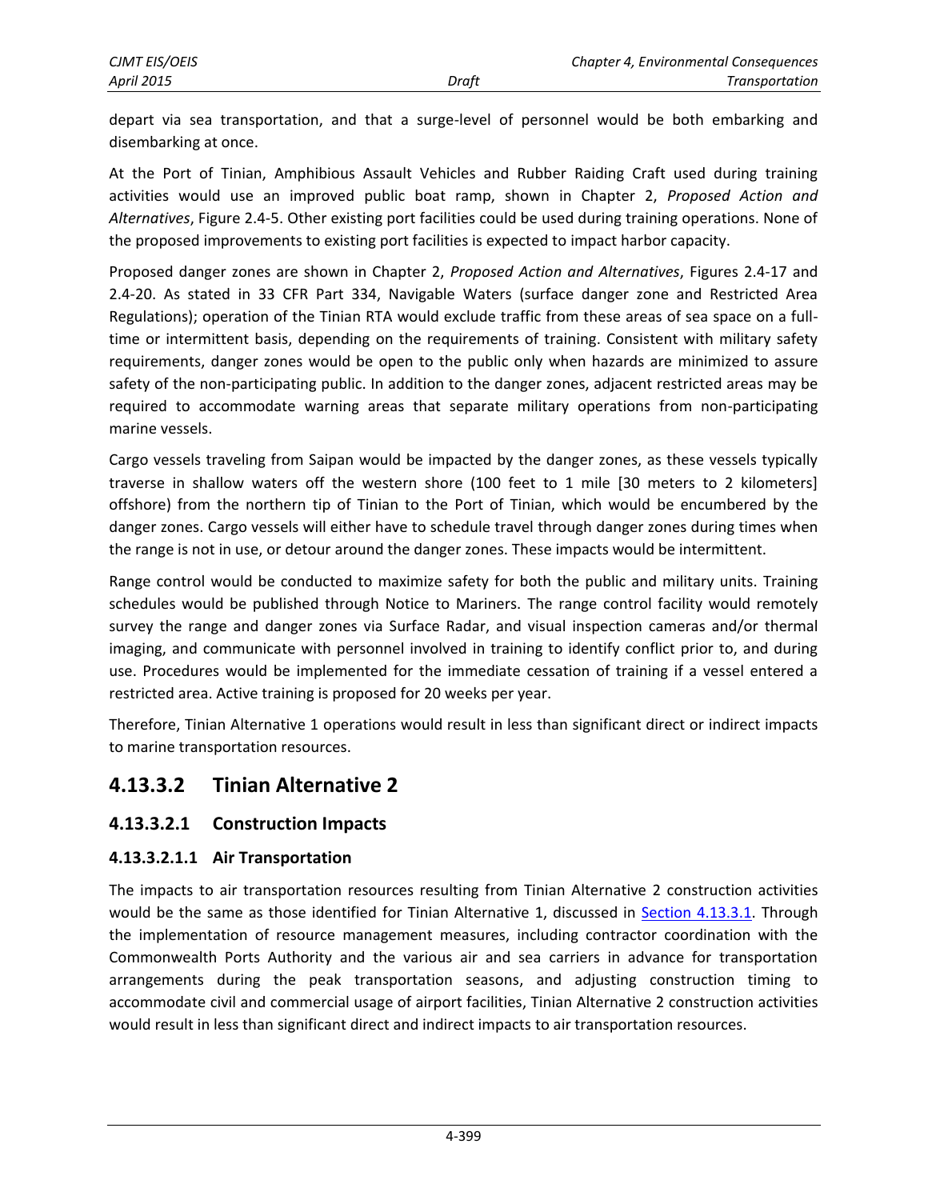depart via sea transportation, and that a surge-level of personnel would be both embarking and disembarking at once.

At the Port of Tinian, Amphibious Assault Vehicles and Rubber Raiding Craft used during training activities would use an improved public boat ramp, shown in Chapter 2, *Proposed Action and Alternatives*, Figure 2.4-5. Other existing port facilities could be used during training operations. None of the proposed improvements to existing port facilities is expected to impact harbor capacity.

Proposed danger zones are shown in Chapter 2, *Proposed Action and Alternatives*, Figures 2.4-17 and 2.4-20. As stated in 33 CFR Part 334, Navigable Waters (surface danger zone and Restricted Area Regulations); operation of the Tinian RTA would exclude traffic from these areas of sea space on a full-time or intermittent basis, depending on the requirements of training. Consistent with military safety requirements, danger zones would be open to the public only when hazards are minimized to assure safety of the non-participating public. In addition to the danger zones, adjacent restricted areas may be required to accommodate warning areas that separate military operations from non-participating marine vessels.

Cargo vessels traveling from Saipan would be impacted by the danger zones, as these vessels typically traverse in shallow waters off the western shore (100 feet to 1 mile [30 meters to 2 kilometers] offshore) from the northern tip of Tinian to the Port of Tinian, which would be encumbered by the danger zones. Cargo vessels will either have to schedule travel through danger zones during times when the range is not in use, or detour around the danger zones. These impacts would be intermittent.

Range control would be conducted to maximize safety for both the public and military units. Training schedules would be published through Notice to Mariners. The range control facility would remotely survey the range and danger zones via Surface Radar, and visual inspection cameras and/or thermal imaging, and communicate with personnel involved in training to identify conflict prior to, and during use. Procedures would be implemented for the immediate cessation of training if a vessel entered a restricted area. Active training is proposed for 20 weeks per year.

Therefore, Tinian Alternative 1 operations would result in less than significant direct or indirect impacts to marine transportation resources.

## 4.13.3.2 Tinian Alternative 2

### 4.13.3.2.1 Construction Impacts

#### 4.13.3.2.1.1 Air Transportation

The impacts to air transportation resources resulting from Tinian Alternative 2 construction activities would be the same as those identified for Tinian Alternative 1, discussed in Section 4.13.3.1. Through the implementation of resource management measures, including contractor coordination with the Commonwealth Ports Authority and the various air and sea carriers in advance for transportation arrangements during the peak transportation seasons, and adjusting construction timing to accommodate civil and commercial usage of airport facilities, Tinian Alternative 2 construction activities would result in less than significant direct and indirect impacts to air transportation resources.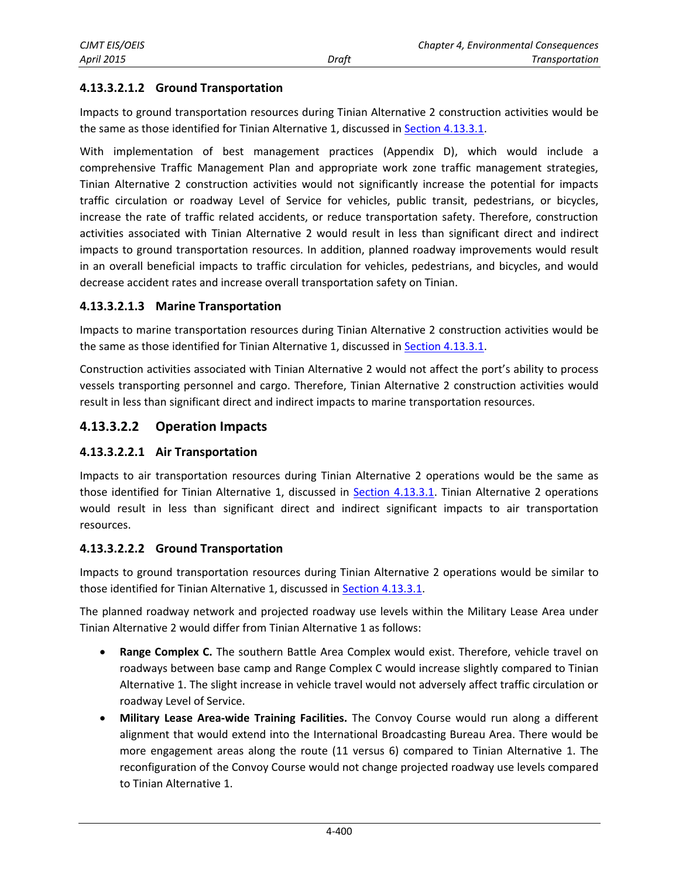#### 4.13.3.2.1.2 Ground Transportation

Impacts to ground transportation resources during Tinian Alternative 2 construction activities would be the same as those identified for Tinian Alternative 1, discussed in Section 4.13.3.1.

With implementation of best management practices (Appendix D), which would include a comprehensive Traffic Management Plan and appropriate work zone traffic management strategies, Tinian Alternative 2 construction activities would not significantly increase the potential for impacts traffic circulation or roadway Level of Service for vehicles, public transit, pedestrians, or bicycles, increase the rate of traffic related accidents, or reduce transportation safety. Therefore, construction activities associated with Tinian Alternative 2 would result in less than significant direct and indirect impacts to ground transportation resources. In addition, planned roadway improvements would result in an overall beneficial impacts to traffic circulation for vehicles, pedestrians, and bicycles, and would decrease accident rates and increase overall transportation safety on Tinian.

#### 4.13.3.2.1.3 Marine Transportation

Impacts to marine transportation resources during Tinian Alternative 2 construction activities would be the same as those identified for Tinian Alternative 1, discussed in Section 4.13.3.1.

Construction activities associated with Tinian Alternative 2 would not affect the port's ability to process vessels transporting personnel and cargo. Therefore, Tinian Alternative 2 construction activities would result in less than significant direct and indirect impacts to marine transportation resources.

### 4.13.3.2.2 Operation Impacts

#### 4.13.3.2.2.1 Air Transportation

Impacts to air transportation resources during Tinian Alternative 2 operations would be the same as those identified for Tinian Alternative 1, discussed in Section 4.13.3.1. Tinian Alternative 2 operations would result in less than significant direct and indirect significant impacts to air transportation resources.

#### 4.13.3.2.2.2 Ground Transportation

Impacts to ground transportation resources during Tinian Alternative 2 operations would be similar to those identified for Tinian Alternative 1, discussed in Section 4.13.3.1.

The planned roadway network and projected roadway use levels within the Military Lease Area under Tinian Alternative 2 would differ from Tinian Alternative 1 as follows:

- **Range Complex C.** The southern Battle Area Complex would exist. Therefore, vehicle travel on roadways between base camp and Range Complex C would increase slightly compared to Tinian Alternative 1. The slight increase in vehicle travel would not adversely affect traffic circulation or roadway Level of Service.
- **Military Lease Area-wide Training Facilities.** The Convoy Course would run along a different alignment that would extend into the International Broadcasting Bureau Area. There would be more engagement areas along the route (11 versus 6) compared to Tinian Alternative 1. The reconfiguration of the Convoy Course would not change projected roadway use levels compared to Tinian Alternative 1.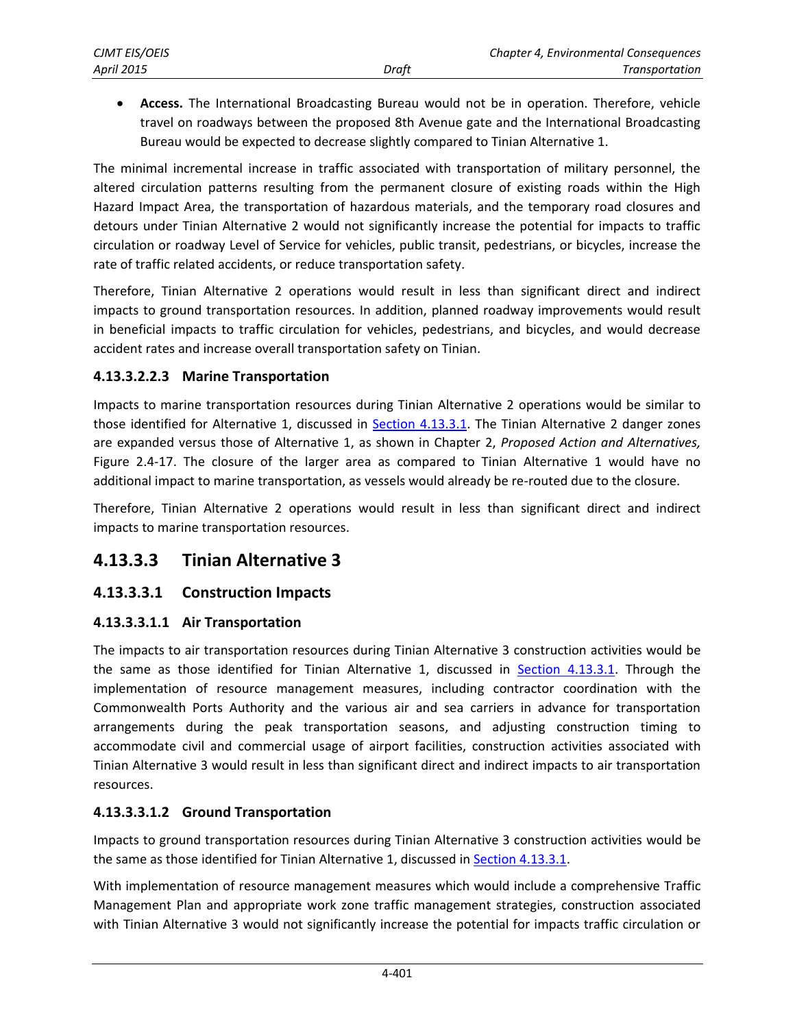- **Access.** The International Broadcasting Bureau would not be in operation. Therefore, vehicle travel on roadways between the proposed 8th Avenue gate and the International Broadcasting Bureau would be expected to decrease slightly compared to Tinian Alternative 1.

The minimal incremental increase in traffic associated with transportation of military personnel, the altered circulation patterns resulting from the permanent closure of existing roads within the High Hazard Impact Area, the transportation of hazardous materials, and the temporary road closures and detours under Tinian Alternative 2 would not significantly increase the potential for impacts to traffic circulation or roadway Level of Service for vehicles, public transit, pedestrians, or bicycles, increase the rate of traffic related accidents, or reduce transportation safety.

Therefore, Tinian Alternative 2 operations would result in less than significant direct and indirect impacts to ground transportation resources. In addition, planned roadway improvements would result in beneficial impacts to traffic circulation for vehicles, pedestrians, and bicycles, and would decrease accident rates and increase overall transportation safety on Tinian.

#### 4.13.3.2.2.3 Marine Transportation

Impacts to marine transportation resources during Tinian Alternative 2 operations would be similar to those identified for Alternative 1, discussed in Section 4.13.3.1. The Tinian Alternative 2 danger zones are expanded versus those of Alternative 1, as shown in Chapter 2, *Proposed Action and Alternatives,* Figure 2.4-17. The closure of the larger area as compared to Tinian Alternative 1 would have no additional impact to marine transportation, as vessels would already be re-routed due to the closure.

Therefore, Tinian Alternative 2 operations would result in less than significant direct and indirect impacts to marine transportation resources.

## 4.13.3.3 Tinian Alternative 3

### 4.13.3.3.1 Construction Impacts

#### 4.13.3.3.1.1 Air Transportation

The impacts to air transportation resources during Tinian Alternative 3 construction activities would be the same as those identified for Tinian Alternative 1, discussed in Section 4.13.3.1. Through the implementation of resource management measures, including contractor coordination with the Commonwealth Ports Authority and the various air and sea carriers in advance for transportation arrangements during the peak transportation seasons, and adjusting construction timing to accommodate civil and commercial usage of airport facilities, construction activities associated with Tinian Alternative 3 would result in less than significant direct and indirect impacts to air transportation resources.

#### 4.13.3.3.1.2 Ground Transportation

Impacts to ground transportation resources during Tinian Alternative 3 construction activities would be the same as those identified for Tinian Alternative 1, discussed in Section 4.13.3.1.

With implementation of resource management measures which would include a comprehensive Traffic Management Plan and appropriate work zone traffic management strategies, construction associated with Tinian Alternative 3 would not significantly increase the potential for impacts traffic circulation or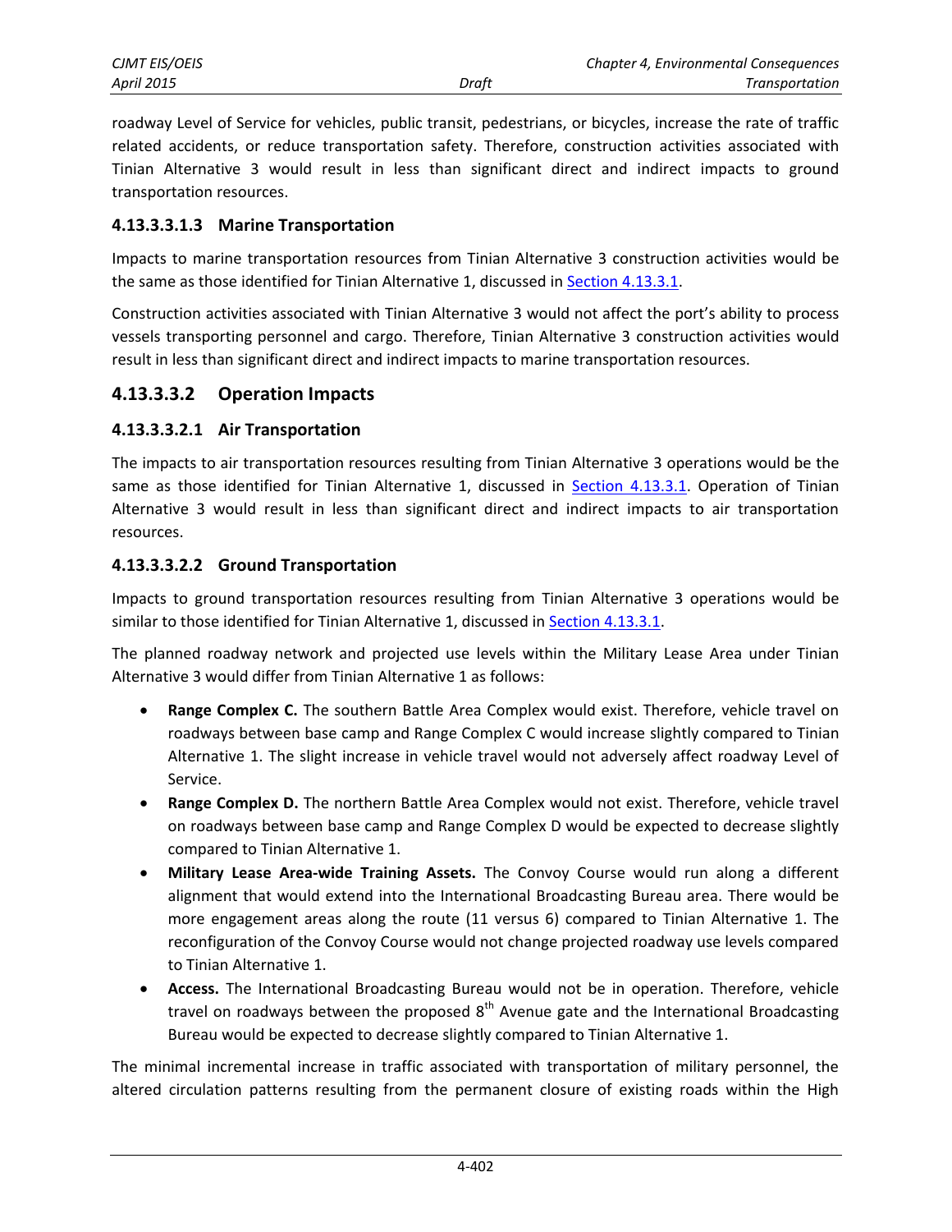roadway Level of Service for vehicles, public transit, pedestrians, or bicycles, increase the rate of traffic related accidents, or reduce transportation safety. Therefore, construction activities associated with Tinian Alternative 3 would result in less than significant direct and indirect impacts to ground transportation resources.

#### 4.13.3.3.1.3 Marine Transportation

Impacts to marine transportation resources from Tinian Alternative 3 construction activities would be the same as those identified for Tinian Alternative 1, discussed in Section 4.13.3.1.

Construction activities associated with Tinian Alternative 3 would not affect the port's ability to process vessels transporting personnel and cargo. Therefore, Tinian Alternative 3 construction activities would result in less than significant direct and indirect impacts to marine transportation resources.

### 4.13.3.3.2 Operation Impacts

#### 4.13.3.3.2.1 Air Transportation

The impacts to air transportation resources resulting from Tinian Alternative 3 operations would be the same as those identified for Tinian Alternative 1, discussed in Section 4.13.3.1. Operation of Tinian Alternative 3 would result in less than significant direct and indirect impacts to air transportation resources.

#### 4.13.3.3.2.2 Ground Transportation

Impacts to ground transportation resources resulting from Tinian Alternative 3 operations would be similar to those identified for Tinian Alternative 1, discussed in Section 4.13.3.1.

The planned roadway network and projected use levels within the Military Lease Area under Tinian Alternative 3 would differ from Tinian Alternative 1 as follows:

- **Range Complex C.** The southern Battle Area Complex would exist. Therefore, vehicle travel on roadways between base camp and Range Complex C would increase slightly compared to Tinian Alternative 1. The slight increase in vehicle travel would not adversely affect roadway Level of Service.
- **Range Complex D.** The northern Battle Area Complex would not exist. Therefore, vehicle travel on roadways between base camp and Range Complex D would be expected to decrease slightly compared to Tinian Alternative 1.
- **Military Lease Area-wide Training Assets.** The Convoy Course would run along a different alignment that would extend into the International Broadcasting Bureau area. There would be more engagement areas along the route (11 versus 6) compared to Tinian Alternative 1. The reconfiguration of the Convoy Course would not change projected roadway use levels compared to Tinian Alternative 1.
- **Access.** The International Broadcasting Bureau would not be in operation. Therefore, vehicle travel on roadways between the proposed 8th Avenue gate and the International Broadcasting Bureau would be expected to decrease slightly compared to Tinian Alternative 1.

The minimal incremental increase in traffic associated with transportation of military personnel, the altered circulation patterns resulting from the permanent closure of existing roads within the High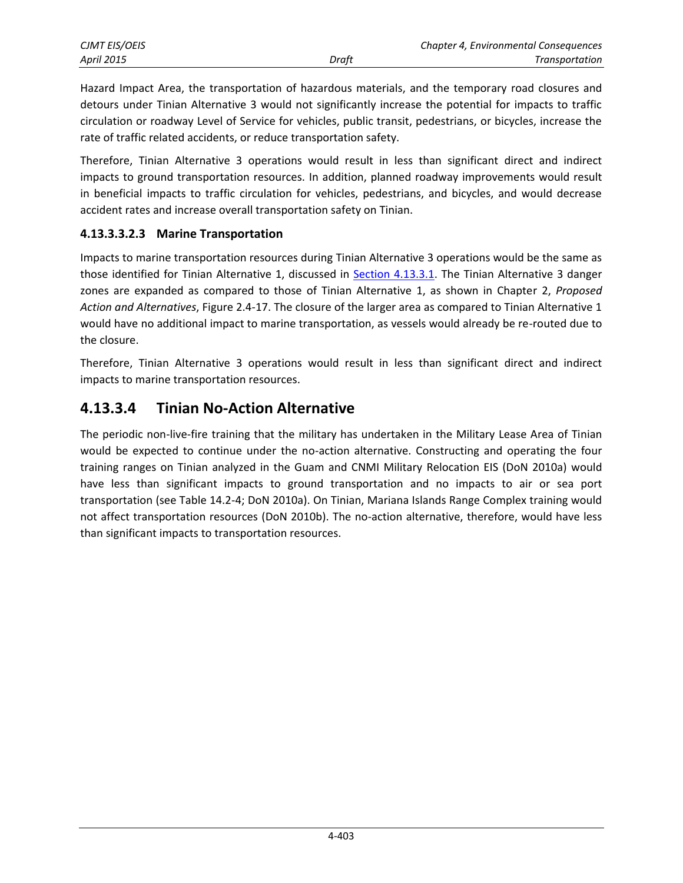Hazard Impact Area, the transportation of hazardous materials, and the temporary road closures and detours under Tinian Alternative 3 would not significantly increase the potential for impacts to traffic circulation or roadway Level of Service for vehicles, public transit, pedestrians, or bicycles, increase the rate of traffic related accidents, or reduce transportation safety.

Therefore, Tinian Alternative 3 operations would result in less than significant direct and indirect impacts to ground transportation resources. In addition, planned roadway improvements would result in beneficial impacts to traffic circulation for vehicles, pedestrians, and bicycles, and would decrease accident rates and increase overall transportation safety on Tinian.

#### 4.13.3.3.2.3 Marine Transportation

Impacts to marine transportation resources during Tinian Alternative 3 operations would be the same as those identified for Tinian Alternative 1, discussed in Section 4.13.3.1. The Tinian Alternative 3 danger zones are expanded as compared to those of Tinian Alternative 1, as shown in Chapter 2, *Proposed Action and Alternatives*, Figure 2.4-17. The closure of the larger area as compared to Tinian Alternative 1 would have no additional impact to marine transportation, as vessels would already be re-routed due to the closure.

Therefore, Tinian Alternative 3 operations would result in less than significant direct and indirect impacts to marine transportation resources.

## 4.13.3.4 Tinian No-Action Alternative

The periodic non-live-fire training that the military has undertaken in the Military Lease Area of Tinian would be expected to continue under the no-action alternative. Constructing and operating the four training ranges on Tinian analyzed in the Guam and CNMI Military Relocation EIS (DoN 2010a) would have less than significant impacts to ground transportation and no impacts to air or sea port transportation (see Table 14.2-4; DoN 2010a). On Tinian, Mariana Islands Range Complex training would not affect transportation resources (DoN 2010b). The no-action alternative, therefore, would have less than significant impacts to transportation resources.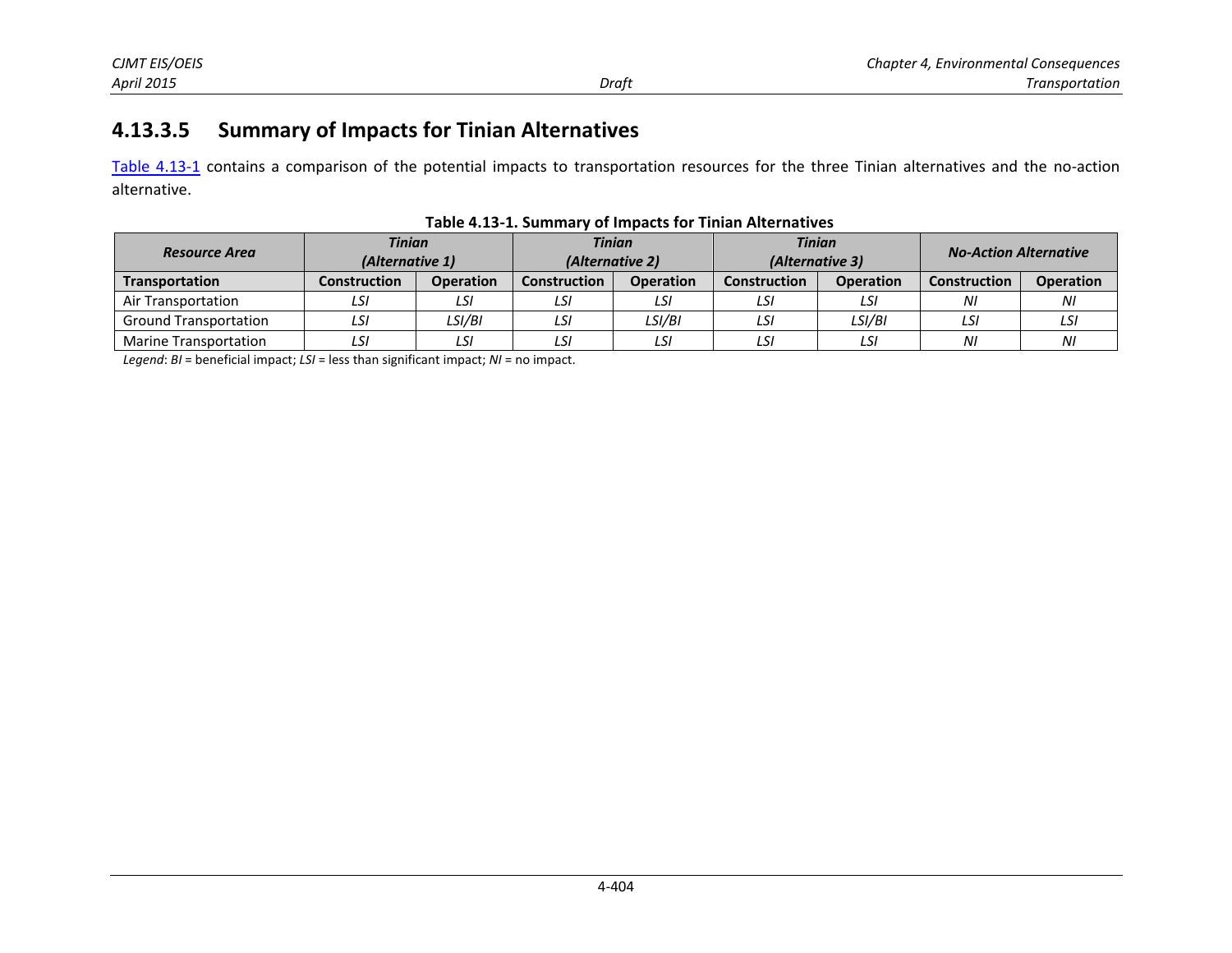### 4.13.3.5 Summary of Impacts for Tinian Alternatives

Table 4.13-1 contains a comparison of the potential impacts to transportation resources for the three Tinian alternatives and the no-action alternative.

**Table 4.13-1. Summary of Impacts for Tinian Alternatives**

| *Resource Area* | *Tinian (Alternative 1)* | | *Tinian (Alternative 2)* | | *Tinian (Alternative 3)* | | *No-Action Alternative* | |
|---|---|---|---|---|---|---|---|---|
| **Transportation** | **Construction** | **Operation** | **Construction** | **Operation** | **Construction** | **Operation** | **Construction** | **Operation** |
| Air Transportation | *LSI* | *LSI* | *LSI* | *LSI* | *LSI* | *LSI* | *NI* | *NI* |
| Ground Transportation | *LSI* | *LSI/BI* | *LSI* | *LSI/BI* | *LSI* | *LSI/BI* | *LSI* | *LSI* |
| Marine Transportation | *LSI* | *LSI* | *LSI* | *LSI* | *LSI* | *LSI* | *NI* | *NI* |

*Legend*: *BI* = beneficial impact; *LSI* = less than significant impact; *NI* = no impact.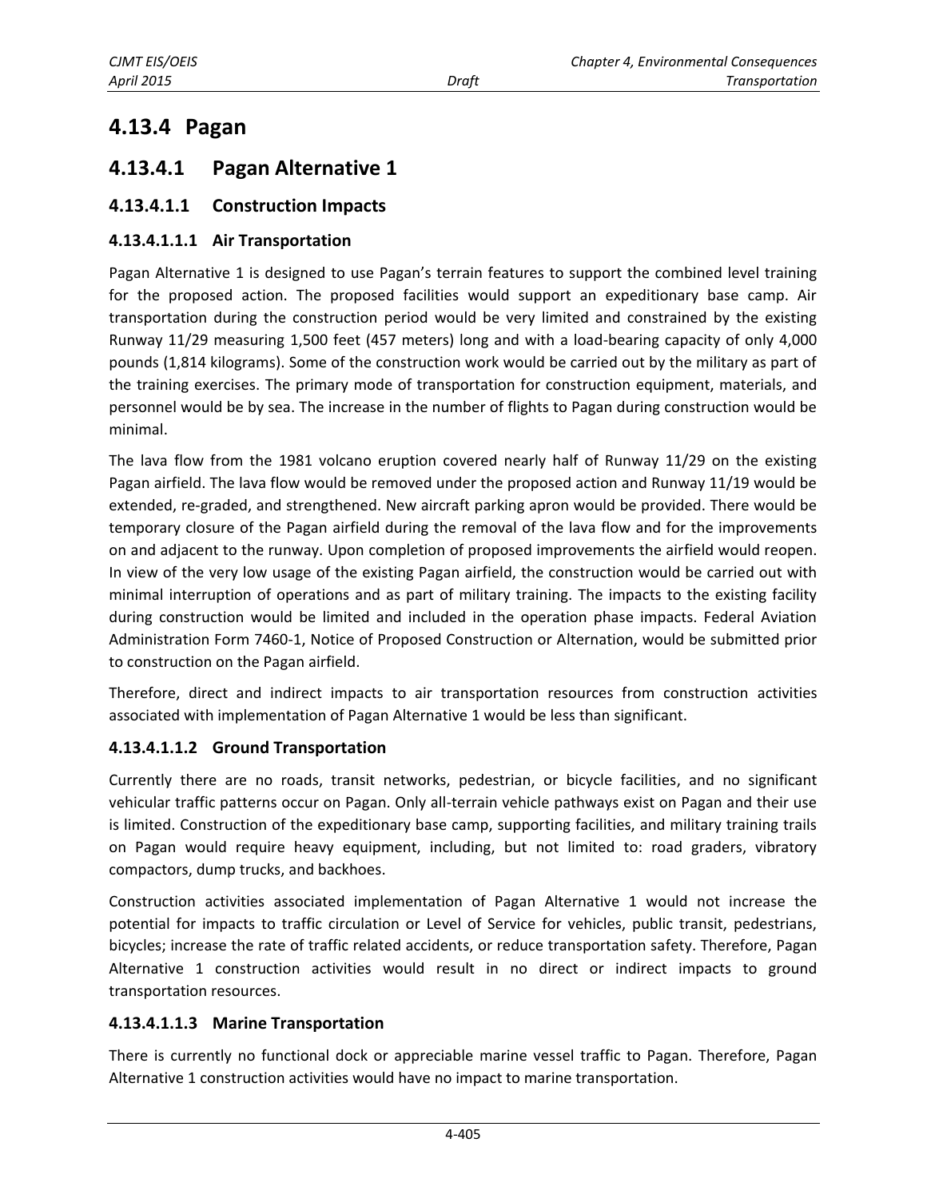# 4.13.4 Pagan

## 4.13.4.1 Pagan Alternative 1

### 4.13.4.1.1 Construction Impacts

#### 4.13.4.1.1.1 Air Transportation

Pagan Alternative 1 is designed to use Pagan's terrain features to support the combined level training for the proposed action. The proposed facilities would support an expeditionary base camp. Air transportation during the construction period would be very limited and constrained by the existing Runway 11/29 measuring 1,500 feet (457 meters) long and with a load-bearing capacity of only 4,000 pounds (1,814 kilograms). Some of the construction work would be carried out by the military as part of the training exercises. The primary mode of transportation for construction equipment, materials, and personnel would be by sea. The increase in the number of flights to Pagan during construction would be minimal.

The lava flow from the 1981 volcano eruption covered nearly half of Runway 11/29 on the existing Pagan airfield. The lava flow would be removed under the proposed action and Runway 11/19 would be extended, re-graded, and strengthened. New aircraft parking apron would be provided. There would be temporary closure of the Pagan airfield during the removal of the lava flow and for the improvements on and adjacent to the runway. Upon completion of proposed improvements the airfield would reopen. In view of the very low usage of the existing Pagan airfield, the construction would be carried out with minimal interruption of operations and as part of military training. The impacts to the existing facility during construction would be limited and included in the operation phase impacts. Federal Aviation Administration Form 7460-1, Notice of Proposed Construction or Alternation, would be submitted prior to construction on the Pagan airfield.

Therefore, direct and indirect impacts to air transportation resources from construction activities associated with implementation of Pagan Alternative 1 would be less than significant.

#### 4.13.4.1.1.2 Ground Transportation

Currently there are no roads, transit networks, pedestrian, or bicycle facilities, and no significant vehicular traffic patterns occur on Pagan. Only all-terrain vehicle pathways exist on Pagan and their use is limited. Construction of the expeditionary base camp, supporting facilities, and military training trails on Pagan would require heavy equipment, including, but not limited to: road graders, vibratory compactors, dump trucks, and backhoes.

Construction activities associated implementation of Pagan Alternative 1 would not increase the potential for impacts to traffic circulation or Level of Service for vehicles, public transit, pedestrians, bicycles; increase the rate of traffic related accidents, or reduce transportation safety. Therefore, Pagan Alternative 1 construction activities would result in no direct or indirect impacts to ground transportation resources.

#### 4.13.4.1.1.3 Marine Transportation

There is currently no functional dock or appreciable marine vessel traffic to Pagan. Therefore, Pagan Alternative 1 construction activities would have no impact to marine transportation.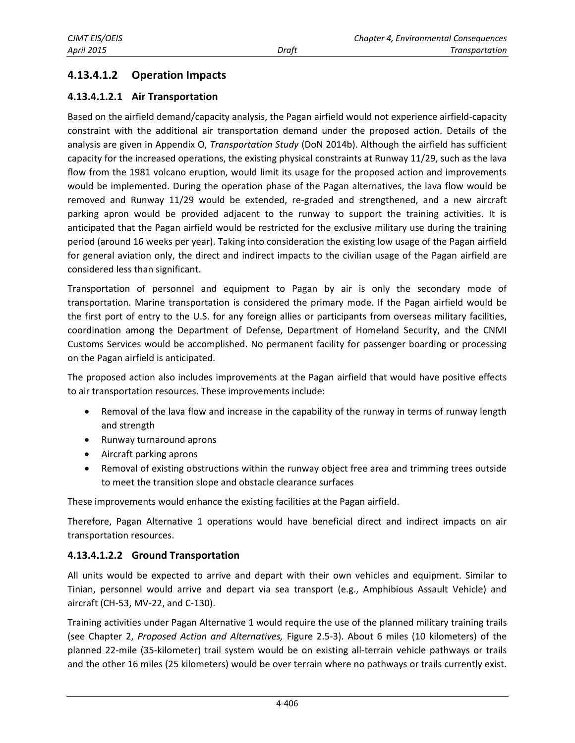### 4.13.4.1.2 Operation Impacts

#### 4.13.4.1.2.1 Air Transportation

Based on the airfield demand/capacity analysis, the Pagan airfield would not experience airfield-capacity constraint with the additional air transportation demand under the proposed action. Details of the analysis are given in Appendix O, *Transportation Study* (DoN 2014b). Although the airfield has sufficient capacity for the increased operations, the existing physical constraints at Runway 11/29, such as the lava flow from the 1981 volcano eruption, would limit its usage for the proposed action and improvements would be implemented. During the operation phase of the Pagan alternatives, the lava flow would be removed and Runway 11/29 would be extended, re-graded and strengthened, and a new aircraft parking apron would be provided adjacent to the runway to support the training activities. It is anticipated that the Pagan airfield would be restricted for the exclusive military use during the training period (around 16 weeks per year). Taking into consideration the existing low usage of the Pagan airfield for general aviation only, the direct and indirect impacts to the civilian usage of the Pagan airfield are considered less than significant.

Transportation of personnel and equipment to Pagan by air is only the secondary mode of transportation. Marine transportation is considered the primary mode. If the Pagan airfield would be the first port of entry to the U.S. for any foreign allies or participants from overseas military facilities, coordination among the Department of Defense, Department of Homeland Security, and the CNMI Customs Services would be accomplished. No permanent facility for passenger boarding or processing on the Pagan airfield is anticipated.

The proposed action also includes improvements at the Pagan airfield that would have positive effects to air transportation resources. These improvements include:

- Removal of the lava flow and increase in the capability of the runway in terms of runway length and strength
- Runway turnaround aprons
- Aircraft parking aprons
- Removal of existing obstructions within the runway object free area and trimming trees outside to meet the transition slope and obstacle clearance surfaces

These improvements would enhance the existing facilities at the Pagan airfield.

Therefore, Pagan Alternative 1 operations would have beneficial direct and indirect impacts on air transportation resources.

#### 4.13.4.1.2.2 Ground Transportation

All units would be expected to arrive and depart with their own vehicles and equipment. Similar to Tinian, personnel would arrive and depart via sea transport (e.g., Amphibious Assault Vehicle) and aircraft (CH-53, MV-22, and C-130).

Training activities under Pagan Alternative 1 would require the use of the planned military training trails (see Chapter 2, *Proposed Action and Alternatives,* Figure 2.5-3). About 6 miles (10 kilometers) of the planned 22-mile (35-kilometer) trail system would be on existing all-terrain vehicle pathways or trails and the other 16 miles (25 kilometers) would be over terrain where no pathways or trails currently exist.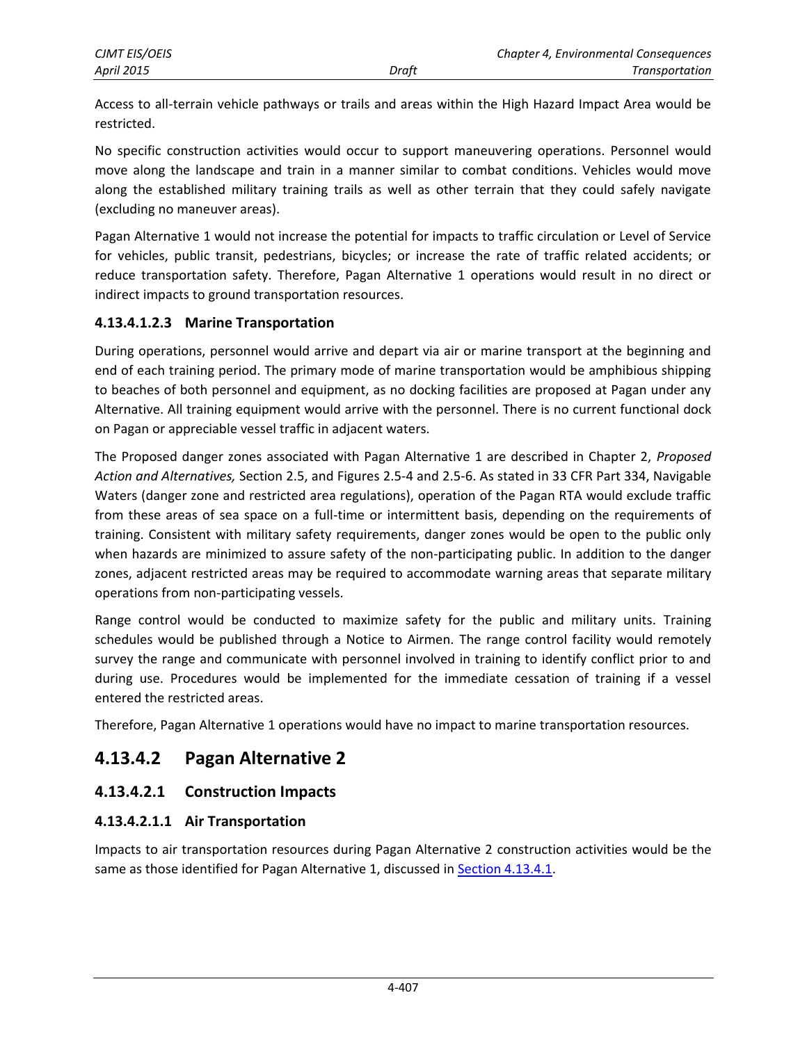Access to all-terrain vehicle pathways or trails and areas within the High Hazard Impact Area would be restricted.

No specific construction activities would occur to support maneuvering operations. Personnel would move along the landscape and train in a manner similar to combat conditions. Vehicles would move along the established military training trails as well as other terrain that they could safely navigate (excluding no maneuver areas).

Pagan Alternative 1 would not increase the potential for impacts to traffic circulation or Level of Service for vehicles, public transit, pedestrians, bicycles; or increase the rate of traffic related accidents; or reduce transportation safety. Therefore, Pagan Alternative 1 operations would result in no direct or indirect impacts to ground transportation resources.

#### 4.13.4.1.2.3 Marine Transportation

During operations, personnel would arrive and depart via air or marine transport at the beginning and end of each training period. The primary mode of marine transportation would be amphibious shipping to beaches of both personnel and equipment, as no docking facilities are proposed at Pagan under any Alternative. All training equipment would arrive with the personnel. There is no current functional dock on Pagan or appreciable vessel traffic in adjacent waters.

The Proposed danger zones associated with Pagan Alternative 1 are described in Chapter 2, *Proposed Action and Alternatives,* Section 2.5, and Figures 2.5-4 and 2.5-6. As stated in 33 CFR Part 334, Navigable Waters (danger zone and restricted area regulations), operation of the Pagan RTA would exclude traffic from these areas of sea space on a full-time or intermittent basis, depending on the requirements of training. Consistent with military safety requirements, danger zones would be open to the public only when hazards are minimized to assure safety of the non-participating public. In addition to the danger zones, adjacent restricted areas may be required to accommodate warning areas that separate military operations from non-participating vessels.

Range control would be conducted to maximize safety for the public and military units. Training schedules would be published through a Notice to Airmen. The range control facility would remotely survey the range and communicate with personnel involved in training to identify conflict prior to and during use. Procedures would be implemented for the immediate cessation of training if a vessel entered the restricted areas.

Therefore, Pagan Alternative 1 operations would have no impact to marine transportation resources.

## 4.13.4.2 Pagan Alternative 2

### 4.13.4.2.1 Construction Impacts

#### 4.13.4.2.1.1 Air Transportation

Impacts to air transportation resources during Pagan Alternative 2 construction activities would be the same as those identified for Pagan Alternative 1, discussed in Section 4.13.4.1.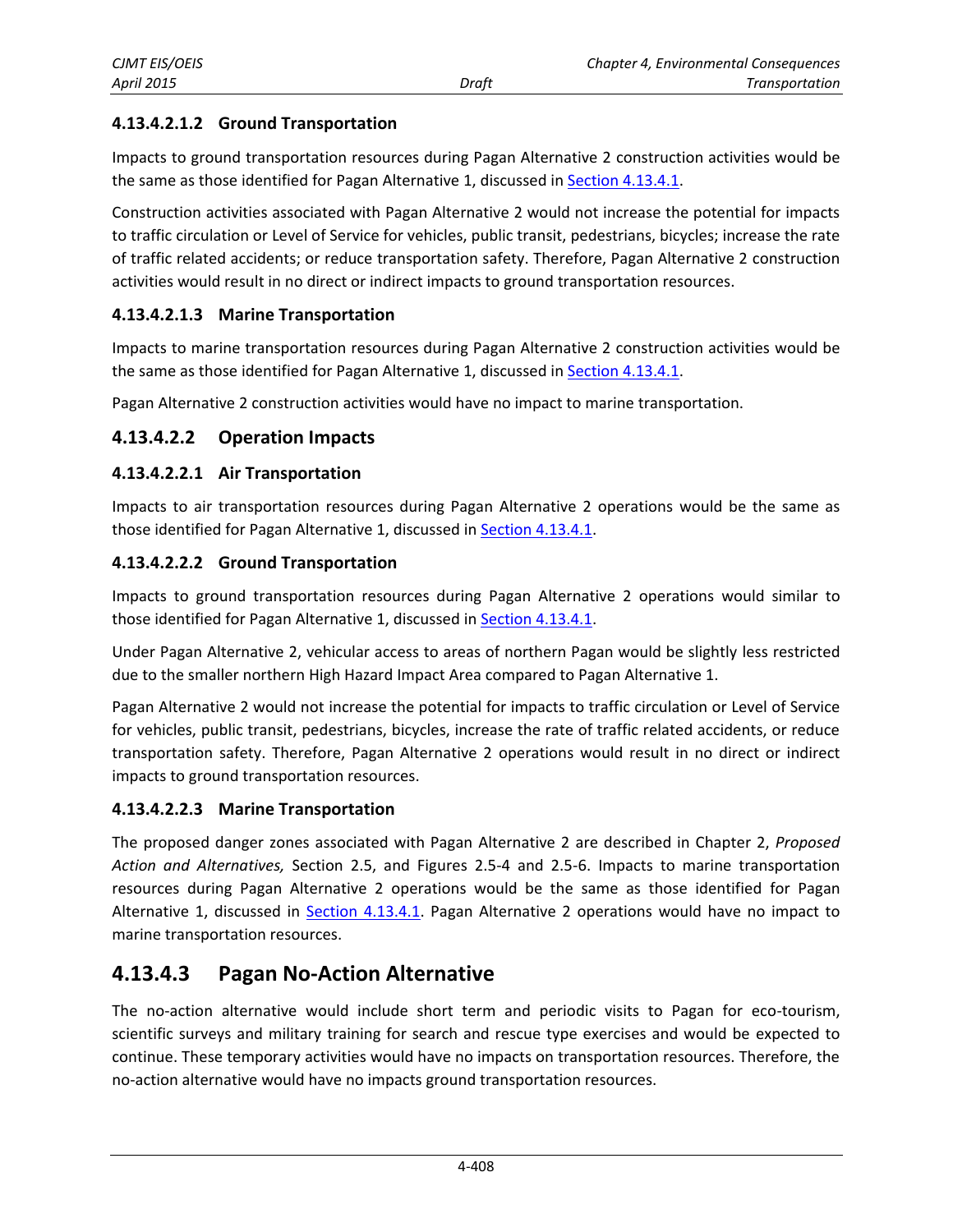#### 4.13.4.2.1.2 Ground Transportation

Impacts to ground transportation resources during Pagan Alternative 2 construction activities would be the same as those identified for Pagan Alternative 1, discussed in Section 4.13.4.1.

Construction activities associated with Pagan Alternative 2 would not increase the potential for impacts to traffic circulation or Level of Service for vehicles, public transit, pedestrians, bicycles; increase the rate of traffic related accidents; or reduce transportation safety. Therefore, Pagan Alternative 2 construction activities would result in no direct or indirect impacts to ground transportation resources.

#### 4.13.4.2.1.3 Marine Transportation

Impacts to marine transportation resources during Pagan Alternative 2 construction activities would be the same as those identified for Pagan Alternative 1, discussed in Section 4.13.4.1.

Pagan Alternative 2 construction activities would have no impact to marine transportation.

### 4.13.4.2.2 Operation Impacts

#### 4.13.4.2.2.1 Air Transportation

Impacts to air transportation resources during Pagan Alternative 2 operations would be the same as those identified for Pagan Alternative 1, discussed in Section 4.13.4.1.

#### 4.13.4.2.2.2 Ground Transportation

Impacts to ground transportation resources during Pagan Alternative 2 operations would similar to those identified for Pagan Alternative 1, discussed in Section 4.13.4.1.

Under Pagan Alternative 2, vehicular access to areas of northern Pagan would be slightly less restricted due to the smaller northern High Hazard Impact Area compared to Pagan Alternative 1.

Pagan Alternative 2 would not increase the potential for impacts to traffic circulation or Level of Service for vehicles, public transit, pedestrians, bicycles, increase the rate of traffic related accidents, or reduce transportation safety. Therefore, Pagan Alternative 2 operations would result in no direct or indirect impacts to ground transportation resources.

#### 4.13.4.2.2.3 Marine Transportation

The proposed danger zones associated with Pagan Alternative 2 are described in Chapter 2, *Proposed Action and Alternatives,* Section 2.5, and Figures 2.5-4 and 2.5-6. Impacts to marine transportation resources during Pagan Alternative 2 operations would be the same as those identified for Pagan Alternative 1, discussed in Section 4.13.4.1. Pagan Alternative 2 operations would have no impact to marine transportation resources.

## 4.13.4.3 Pagan No-Action Alternative

The no-action alternative would include short term and periodic visits to Pagan for eco-tourism, scientific surveys and military training for search and rescue type exercises and would be expected to continue. These temporary activities would have no impacts on transportation resources. Therefore, the no-action alternative would have no impacts ground transportation resources.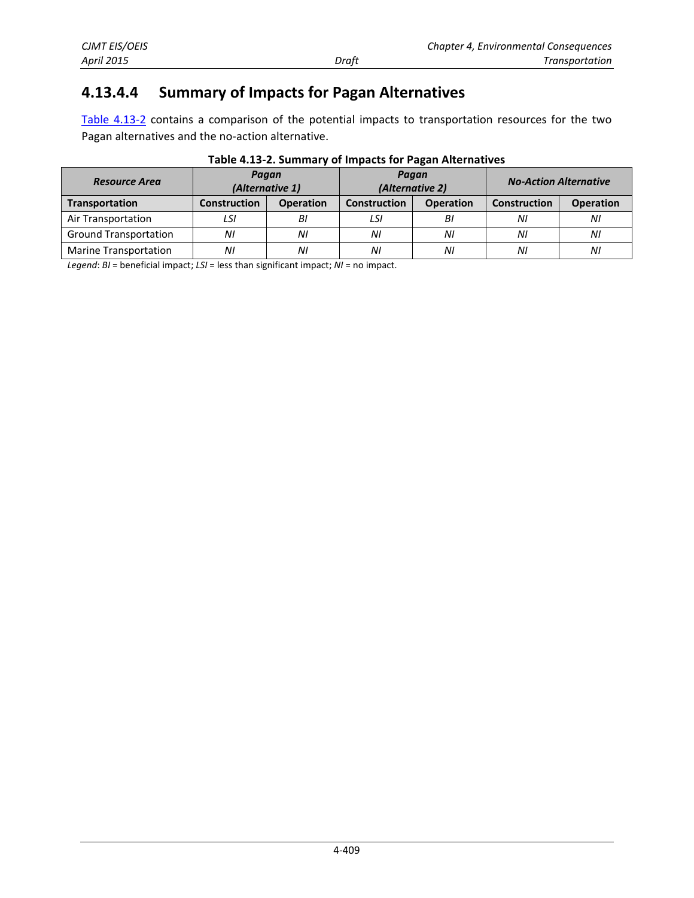#### 4.13.4.4 Summary of Impacts for Pagan Alternatives

Table 4.13-2 contains a comparison of the potential impacts to transportation resources for the two Pagan alternatives and the no-action alternative.

**Table 4.13-2. Summary of Impacts for Pagan Alternatives**

| *Resource Area* | *Pagan (Alternative 1)* | | *Pagan (Alternative 2)* | | *No-Action Alternative* | |
|---|---|---|---|---|---|---|
| **Transportation** | **Construction** | **Operation** | **Construction** | **Operation** | **Construction** | **Operation** |
| Air Transportation | *LSI* | *BI* | *LSI* | *BI* | *NI* | *NI* |
| Ground Transportation | *NI* | *NI* | *NI* | *NI* | *NI* | *NI* |
| Marine Transportation | *NI* | *NI* | *NI* | *NI* | *NI* | *NI* |

*Legend*: *BI* = beneficial impact; *LSI* = less than significant impact; *NI* = no impact.